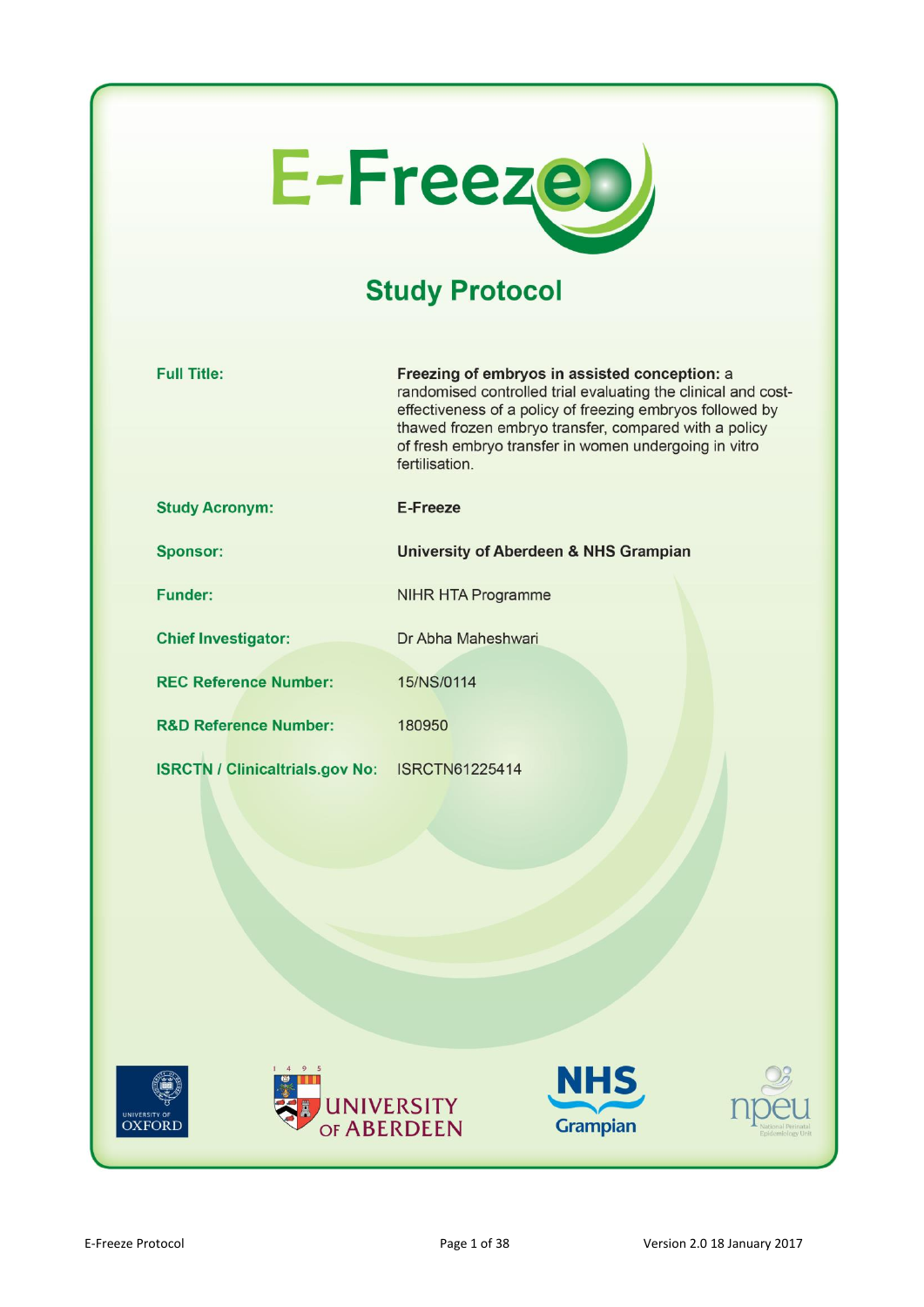# E-Freeze

## Study Protocol

| | |
|---|---|
| **Full Title:** | **Freezing of embryos in assisted conception:** a randomised controlled trial evaluating the clinical and cost-effectiveness of a policy of freezing embryos followed by thawed frozen embryo transfer, compared with a policy of fresh embryo transfer in women undergoing in vitro fertilisation. |
| **Study Acronym:** | **E-Freeze** |
| **Sponsor:** | **University of Aberdeen & NHS Grampian** |
| **Funder:** | NIHR HTA Programme |
| **Chief Investigator:** | Dr Abha Maheshwari |
| **REC Reference Number:** | 15/NS/0114 |
| **R&D Reference Number:** | 180950 |
| **ISRCTN / Clinicaltrials.gov No:** | ISRCTN61225414 |

University of Oxford | University of Aberdeen | NHS Grampian | npeu National Perinatal Epidemiology Unit

E-Freeze Protocol — Version 2.0 18 January 2017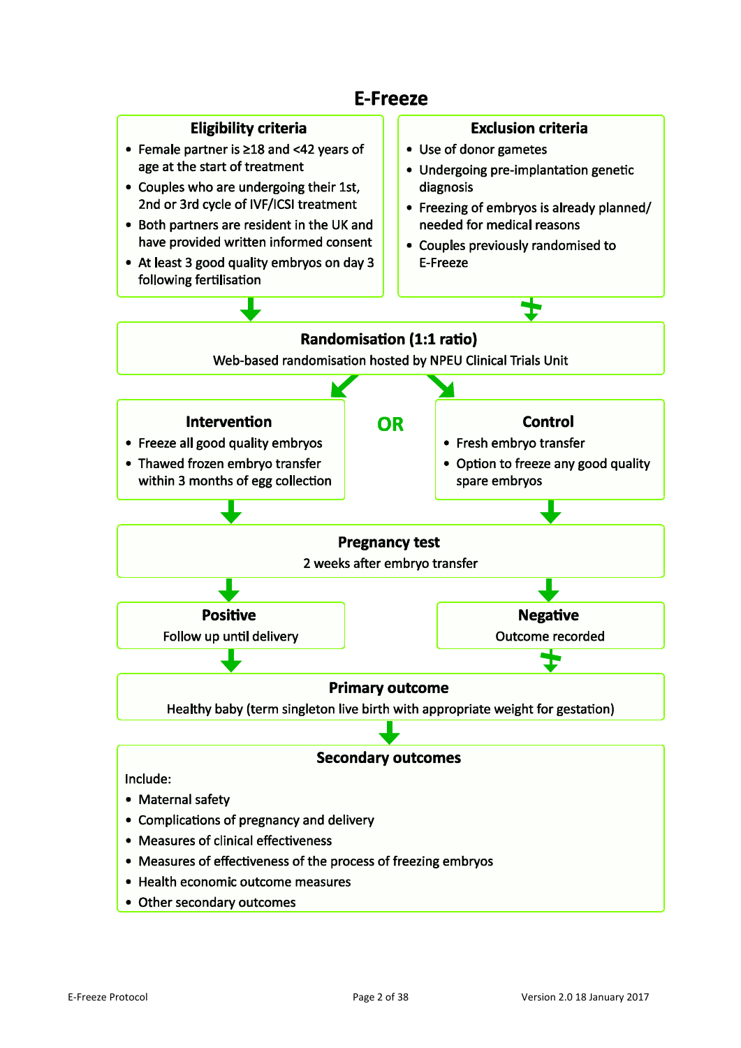# E-Freeze

## Eligibility criteria

- Female partner is ≥18 and <42 years of age at the start of treatment
- Couples who are undergoing their 1st, 2nd or 3rd cycle of IVF/ICSI treatment
- Both partners are resident in the UK and have provided written informed consent
- At least 3 good quality embryos on day 3 following fertilisation

## Exclusion criteria

- Use of donor gametes
- Undergoing pre-implantation genetic diagnosis
- Freezing of embryos is already planned/ needed for medical reasons
- Couples previously randomised to E-Freeze

## Randomisation (1:1 ratio)

Web-based randomisation hosted by NPEU Clinical Trials Unit

## Intervention

- Freeze all good quality embryos
- Thawed frozen embryo transfer within 3 months of egg collection

**OR**

## Control

- Fresh embryo transfer
- Option to freeze any good quality spare embryos

## Pregnancy test

2 weeks after embryo transfer

## Positive

Follow up until delivery

## Negative

Outcome recorded

## Primary outcome

Healthy baby (term singleton live birth with appropriate weight for gestation)

## Secondary outcomes

Include:

- Maternal safety
- Complications of pregnancy and delivery
- Measures of clinical effectiveness
- Measures of effectiveness of the process of freezing embryos
- Health economic outcome measures
- Other secondary outcomes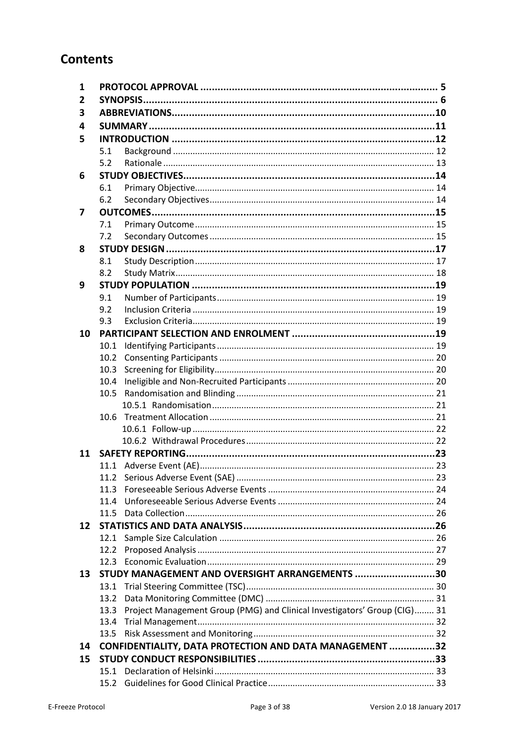# Contents

- **1 PROTOCOL APPROVAL ... 5**
- **2 SYNOPSIS ... 6**
- **3 ABBREVIATIONS ... 10**
- **4 SUMMARY ... 11**
- **5 INTRODUCTION ... 12**
  - 5.1 Background ... 12
  - 5.2 Rationale ... 13
- **6 STUDY OBJECTIVES ... 14**
  - 6.1 Primary Objective ... 14
  - 6.2 Secondary Objectives ... 14
- **7 OUTCOMES ... 15**
  - 7.1 Primary Outcome ... 15
  - 7.2 Secondary Outcomes ... 15
- **8 STUDY DESIGN ... 17**
  - 8.1 Study Description ... 17
  - 8.2 Study Matrix ... 18
- **9 STUDY POPULATION ... 19**
  - 9.1 Number of Participants ... 19
  - 9.2 Inclusion Criteria ... 19
  - 9.3 Exclusion Criteria ... 19
- **10 PARTICIPANT SELECTION AND ENROLMENT ... 19**
  - 10.1 Identifying Participants ... 19
  - 10.2 Consenting Participants ... 20
  - 10.3 Screening for Eligibility ... 20
  - 10.4 Ineligible and Non-Recruited Participants ... 20
  - 10.5 Randomisation and Blinding ... 21
    - 10.5.1 Randomisation ... 21
  - 10.6 Treatment Allocation ... 21
    - 10.6.1 Follow-up ... 22
    - 10.6.2 Withdrawal Procedures ... 22
- **11 SAFETY REPORTING ... 23**
  - 11.1 Adverse Event (AE) ... 23
  - 11.2 Serious Adverse Event (SAE) ... 23
  - 11.3 Foreseeable Serious Adverse Events ... 24
  - 11.4 Unforeseeable Serious Adverse Events ... 24
  - 11.5 Data Collection ... 26
- **12 STATISTICS AND DATA ANALYSIS ... 26**
  - 12.1 Sample Size Calculation ... 26
  - 12.2 Proposed Analysis ... 27
  - 12.3 Economic Evaluation ... 29
- **13 STUDY MANAGEMENT AND OVERSIGHT ARRANGEMENTS ... 30**
  - 13.1 Trial Steering Committee (TSC) ... 30
  - 13.2 Data Monitoring Committee (DMC) ... 31
  - 13.3 Project Management Group (PMG) and Clinical Investigators' Group (CIG) ... 31
  - 13.4 Trial Management ... 32
  - 13.5 Risk Assessment and Monitoring ... 32
- **14 CONFIDENTIALITY, DATA PROTECTION AND DATA MANAGEMENT ... 32**
- **15 STUDY CONDUCT RESPONSIBILITIES ... 33**
  - 15.1 Declaration of Helsinki ... 33
  - 15.2 Guidelines for Good Clinical Practice ... 33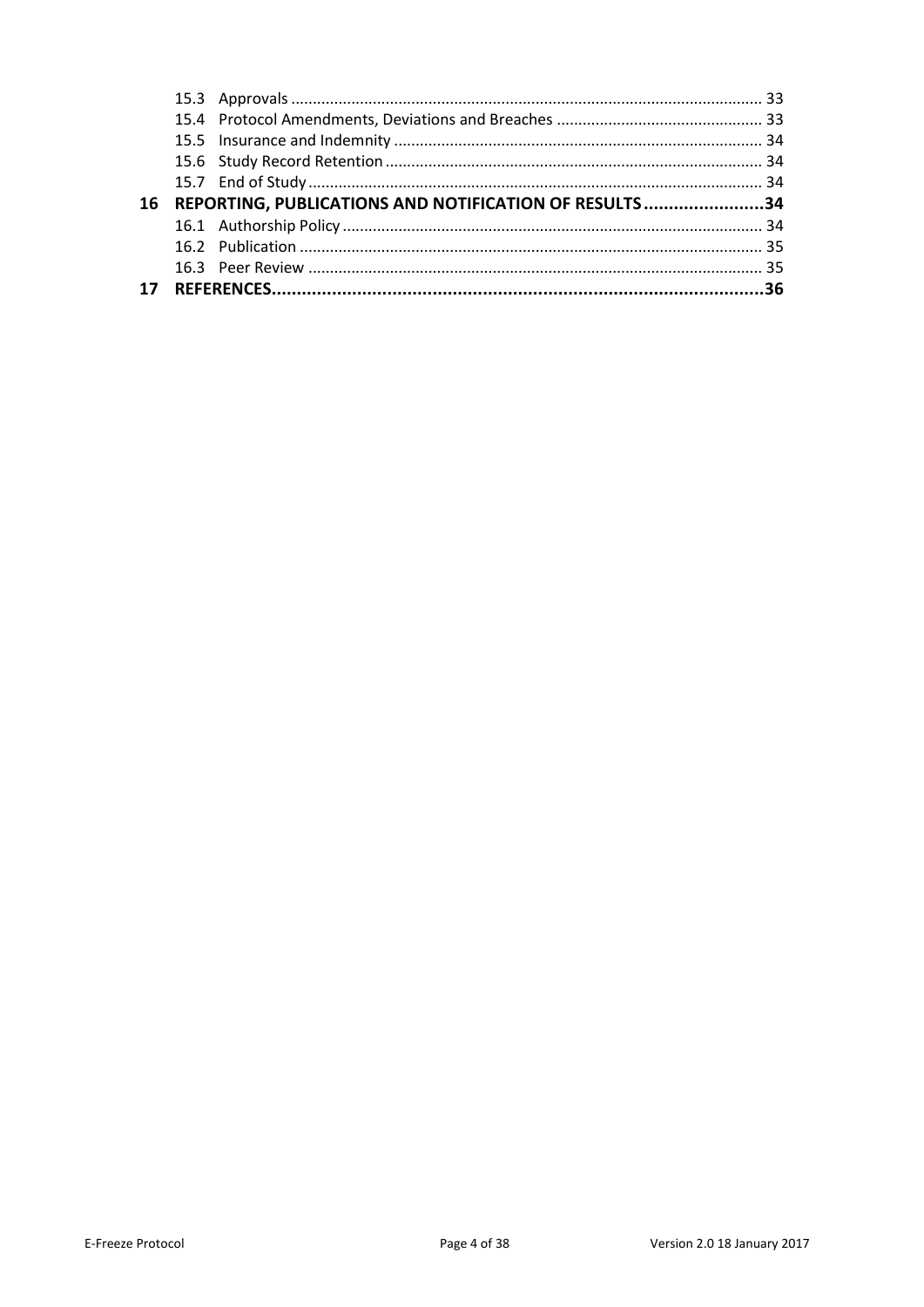15.3 Approvals ........................................................................................................ 33
15.4 Protocol Amendments, Deviations and Breaches ............................................. 33
15.5 Insurance and Indemnity .................................................................................. 34
15.6 Study Record Retention .................................................................................... 34
15.7 End of Study ...................................................................................................... 34

**16 REPORTING, PUBLICATIONS AND NOTIFICATION OF RESULTS ........................34**

16.1 Authorship Policy ............................................................................................... 34
16.2 Publication ......................................................................................................... 35
16.3 Peer Review ....................................................................................................... 35

**17 REFERENCES.................................................................................................36**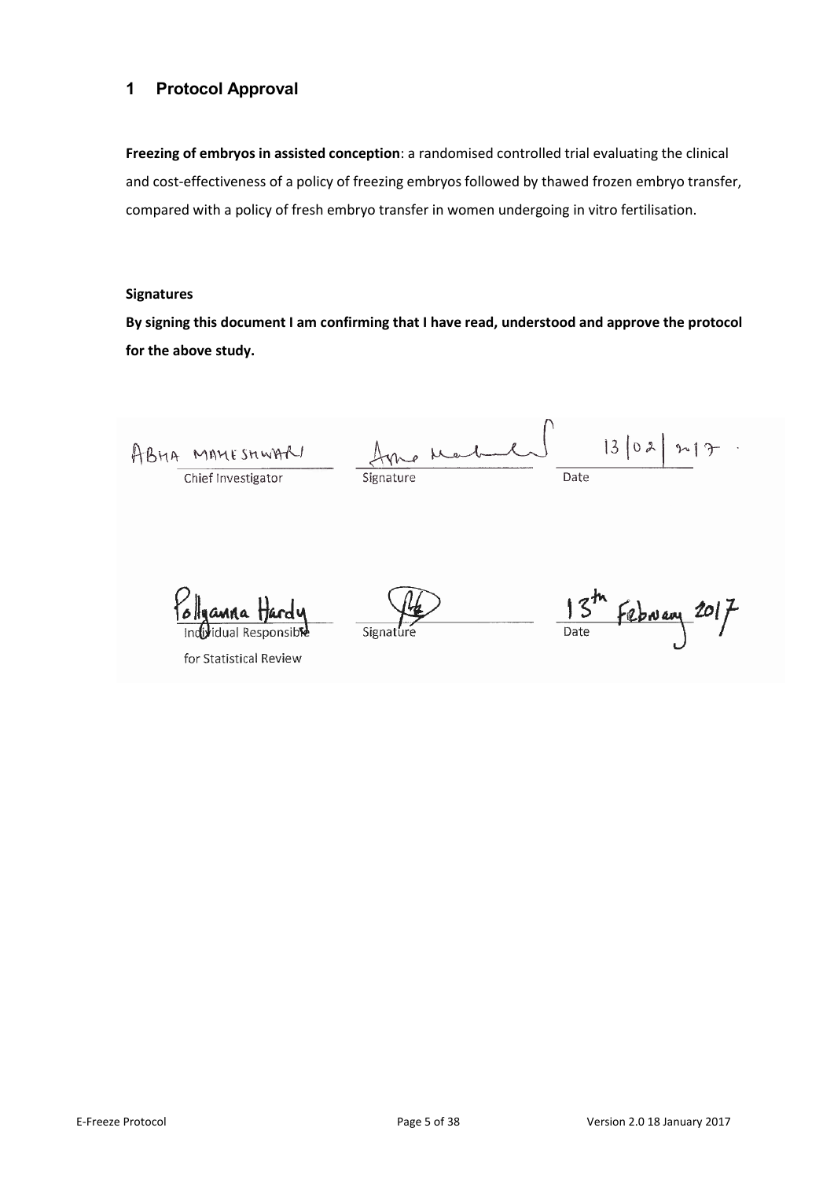# 1 Protocol Approval

**Freezing of embryos in assisted conception**: a randomised controlled trial evaluating the clinical and cost-effectiveness of a policy of freezing embryos followed by thawed frozen embryo transfer, compared with a policy of fresh embryo transfer in women undergoing in vitro fertilisation.

**Signatures**

**By signing this document I am confirming that I have read, understood and approve the protocol for the above study.**

ABHA MAHESHWARI
Chief Investigator

Signature

13/02/2017
Date

Pollyanna Hardy
Individual Responsible for Statistical Review

Signature

13th February 2017
Date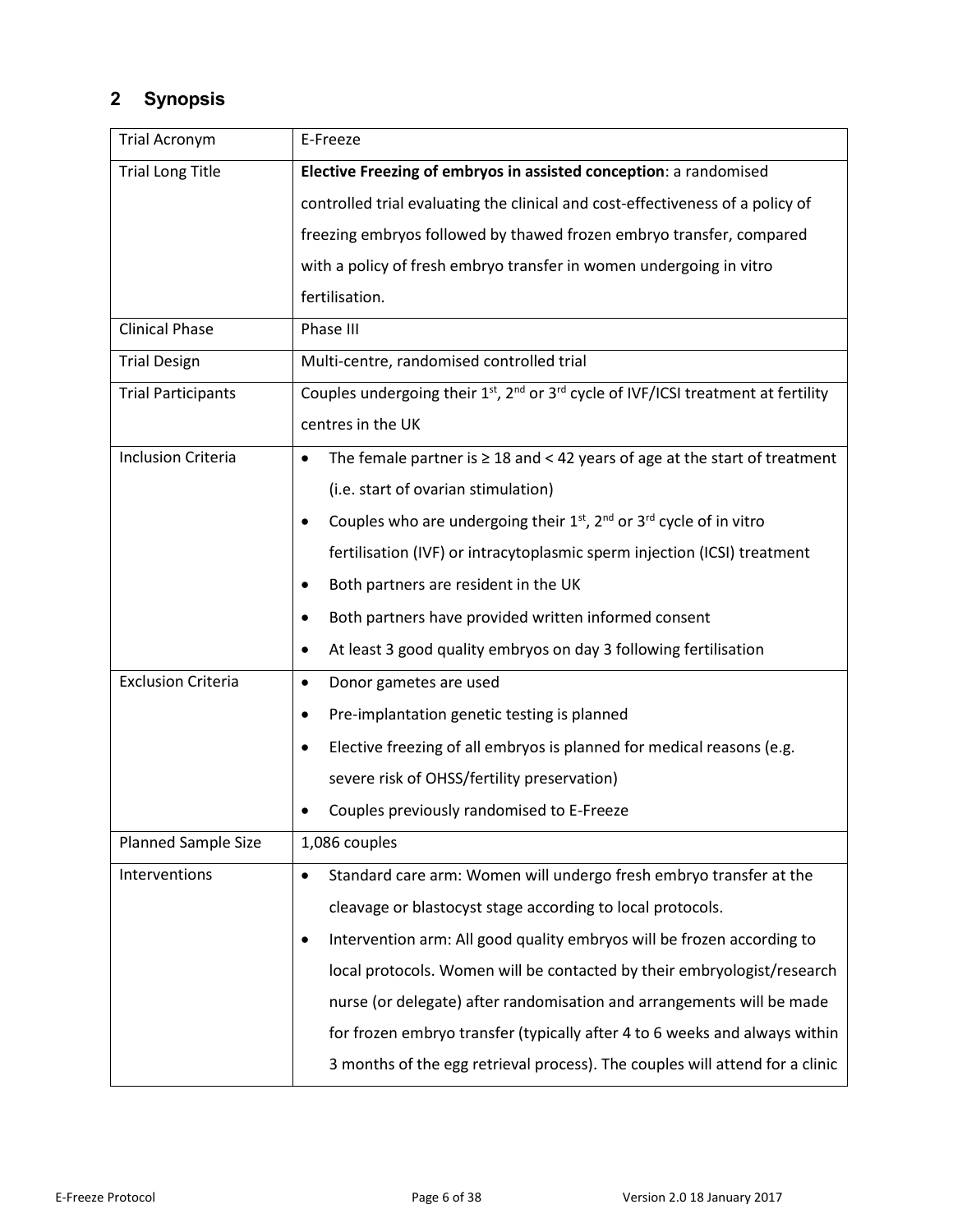## 2 Synopsis

| | |
|---|---|
| Trial Acronym | E-Freeze |
| Trial Long Title | **Elective Freezing of embryos in assisted conception**: a randomised controlled trial evaluating the clinical and cost-effectiveness of a policy of freezing embryos followed by thawed frozen embryo transfer, compared with a policy of fresh embryo transfer in women undergoing in vitro fertilisation. |
| Clinical Phase | Phase III |
| Trial Design | Multi-centre, randomised controlled trial |
| Trial Participants | Couples undergoing their 1st, 2nd or 3rd cycle of IVF/ICSI treatment at fertility centres in the UK |
| Inclusion Criteria | • The female partner is ≥ 18 and < 42 years of age at the start of treatment (i.e. start of ovarian stimulation)<br>• Couples who are undergoing their 1st, 2nd or 3rd cycle of in vitro fertilisation (IVF) or intracytoplasmic sperm injection (ICSI) treatment<br>• Both partners are resident in the UK<br>• Both partners have provided written informed consent<br>• At least 3 good quality embryos on day 3 following fertilisation |
| Exclusion Criteria | • Donor gametes are used<br>• Pre-implantation genetic testing is planned<br>• Elective freezing of all embryos is planned for medical reasons (e.g. severe risk of OHSS/fertility preservation)<br>• Couples previously randomised to E-Freeze |
| Planned Sample Size | 1,086 couples |
| Interventions | • Standard care arm: Women will undergo fresh embryo transfer at the cleavage or blastocyst stage according to local protocols.<br>• Intervention arm: All good quality embryos will be frozen according to local protocols. Women will be contacted by their embryologist/research nurse (or delegate) after randomisation and arrangements will be made for frozen embryo transfer (typically after 4 to 6 weeks and always within 3 months of the egg retrieval process). The couples will attend for a clinic |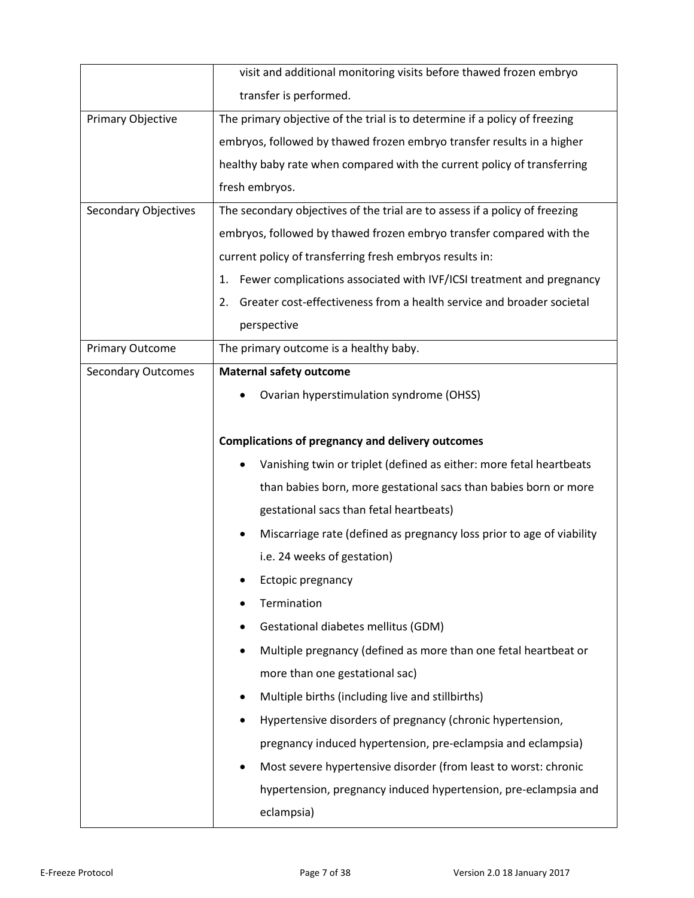|  |  |
| --- | --- |
|  | visit and additional monitoring visits before thawed frozen embryo transfer is performed. |
| Primary Objective | The primary objective of the trial is to determine if a policy of freezing embryos, followed by thawed frozen embryo transfer results in a higher healthy baby rate when compared with the current policy of transferring fresh embryos. |
| Secondary Objectives | The secondary objectives of the trial are to assess if a policy of freezing embryos, followed by thawed frozen embryo transfer compared with the current policy of transferring fresh embryos results in:<br>1. Fewer complications associated with IVF/ICSI treatment and pregnancy<br>2. Greater cost-effectiveness from a health service and broader societal perspective |
| Primary Outcome | The primary outcome is a healthy baby. |
| Secondary Outcomes | **Maternal safety outcome**<br>• Ovarian hyperstimulation syndrome (OHSS)<br><br>**Complications of pregnancy and delivery outcomes**<br>• Vanishing twin or triplet (defined as either: more fetal heartbeats than babies born, more gestational sacs than babies born or more gestational sacs than fetal heartbeats)<br>• Miscarriage rate (defined as pregnancy loss prior to age of viability i.e. 24 weeks of gestation)<br>• Ectopic pregnancy<br>• Termination<br>• Gestational diabetes mellitus (GDM)<br>• Multiple pregnancy (defined as more than one fetal heartbeat or more than one gestational sac)<br>• Multiple births (including live and stillbirths)<br>• Hypertensive disorders of pregnancy (chronic hypertension, pregnancy induced hypertension, pre-eclampsia and eclampsia)<br>• Most severe hypertensive disorder (from least to worst: chronic hypertension, pregnancy induced hypertension, pre-eclampsia and eclampsia) |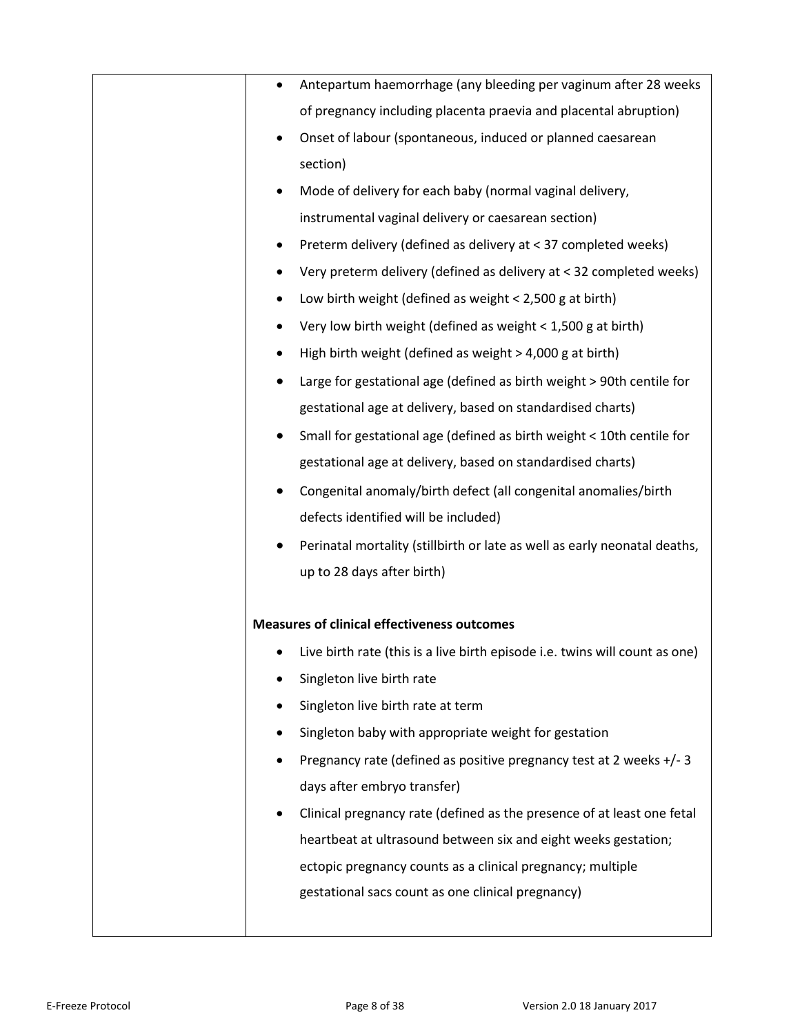| | |
|---|---|
| | • Antepartum haemorrhage (any bleeding per vaginum after 28 weeks of pregnancy including placenta praevia and placental abruption)<br>• Onset of labour (spontaneous, induced or planned caesarean section)<br>• Mode of delivery for each baby (normal vaginal delivery, instrumental vaginal delivery or caesarean section)<br>• Preterm delivery (defined as delivery at < 37 completed weeks)<br>• Very preterm delivery (defined as delivery at < 32 completed weeks)<br>• Low birth weight (defined as weight < 2,500 g at birth)<br>• Very low birth weight (defined as weight < 1,500 g at birth)<br>• High birth weight (defined as weight > 4,000 g at birth)<br>• Large for gestational age (defined as birth weight > 90th centile for gestational age at delivery, based on standardised charts)<br>• Small for gestational age (defined as birth weight < 10th centile for gestational age at delivery, based on standardised charts)<br>• Congenital anomaly/birth defect (all congenital anomalies/birth defects identified will be included)<br>• Perinatal mortality (stillbirth or late as well as early neonatal deaths, up to 28 days after birth)<br><br>**Measures of clinical effectiveness outcomes**<br>• Live birth rate (this is a live birth episode i.e. twins will count as one)<br>• Singleton live birth rate<br>• Singleton live birth rate at term<br>• Singleton baby with appropriate weight for gestation<br>• Pregnancy rate (defined as positive pregnancy test at 2 weeks +/- 3 days after embryo transfer)<br>• Clinical pregnancy rate (defined as the presence of at least one fetal heartbeat at ultrasound between six and eight weeks gestation; ectopic pregnancy counts as a clinical pregnancy; multiple gestational sacs count as one clinical pregnancy) |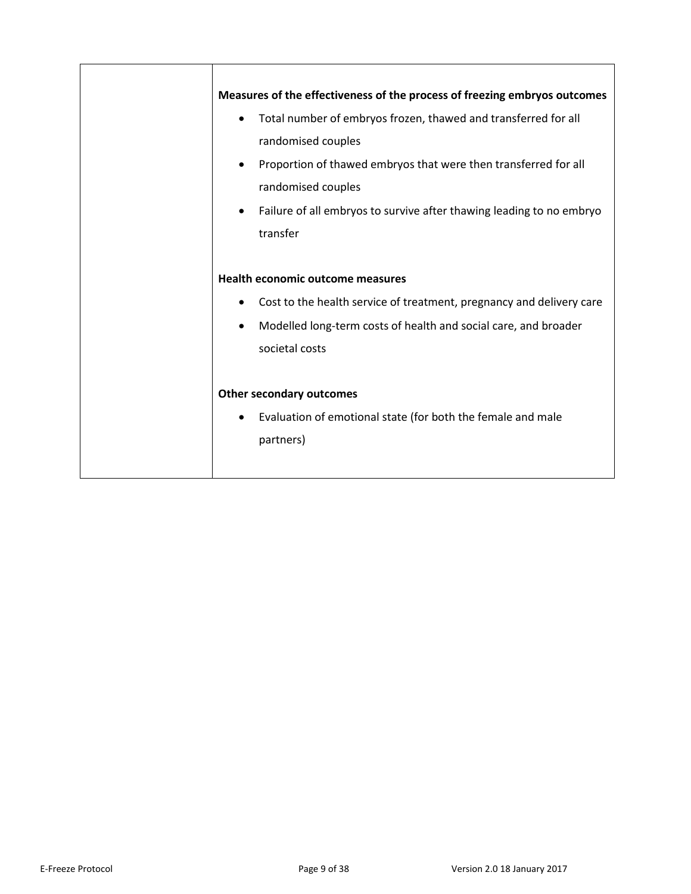| | |
|---|---|
| | **Measures of the effectiveness of the process of freezing embryos outcomes**<br>• Total number of embryos frozen, thawed and transferred for all randomised couples<br>• Proportion of thawed embryos that were then transferred for all randomised couples<br>• Failure of all embryos to survive after thawing leading to no embryo transfer<br><br>**Health economic outcome measures**<br>• Cost to the health service of treatment, pregnancy and delivery care<br>• Modelled long-term costs of health and social care, and broader societal costs<br><br>**Other secondary outcomes**<br>• Evaluation of emotional state (for both the female and male partners) |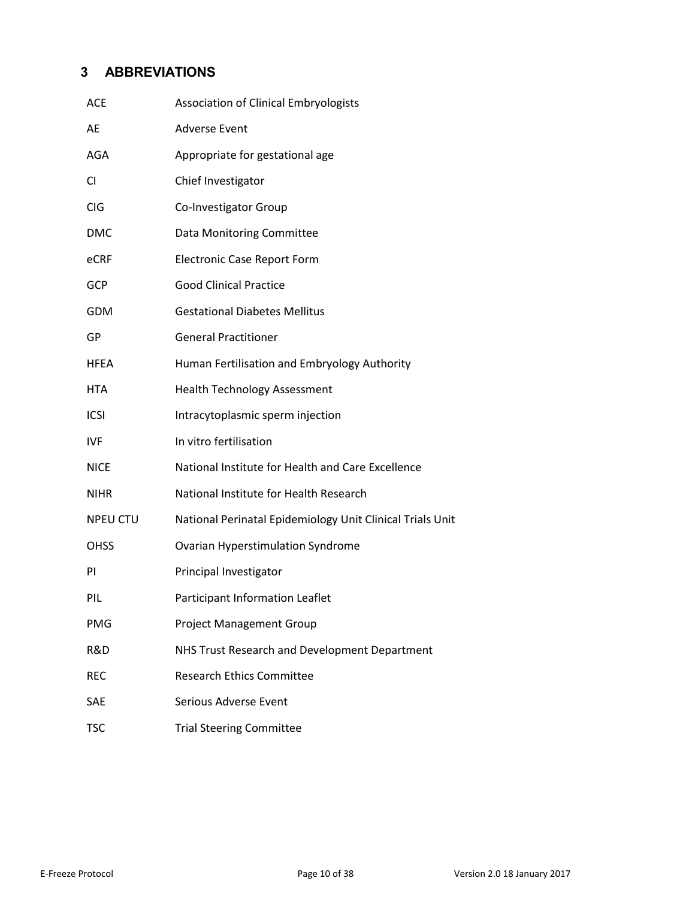## 3 ABBREVIATIONS

| | |
|---|---|
| ACE | Association of Clinical Embryologists |
| AE | Adverse Event |
| AGA | Appropriate for gestational age |
| CI | Chief Investigator |
| CIG | Co-Investigator Group |
| DMC | Data Monitoring Committee |
| eCRF | Electronic Case Report Form |
| GCP | Good Clinical Practice |
| GDM | Gestational Diabetes Mellitus |
| GP | General Practitioner |
| HFEA | Human Fertilisation and Embryology Authority |
| HTA | Health Technology Assessment |
| ICSI | Intracytoplasmic sperm injection |
| IVF | In vitro fertilisation |
| NICE | National Institute for Health and Care Excellence |
| NIHR | National Institute for Health Research |
| NPEU CTU | National Perinatal Epidemiology Unit Clinical Trials Unit |
| OHSS | Ovarian Hyperstimulation Syndrome |
| PI | Principal Investigator |
| PIL | Participant Information Leaflet |
| PMG | Project Management Group |
| R&D | NHS Trust Research and Development Department |
| REC | Research Ethics Committee |
| SAE | Serious Adverse Event |
| TSC | Trial Steering Committee |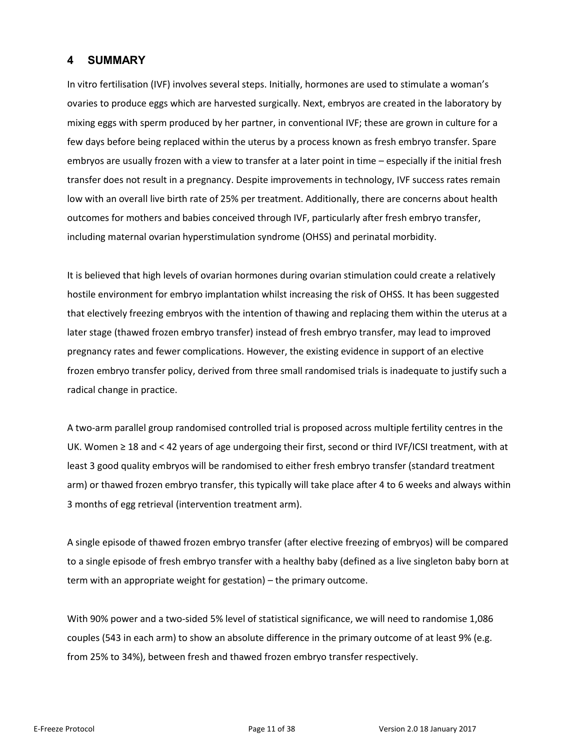## 4 SUMMARY

In vitro fertilisation (IVF) involves several steps. Initially, hormones are used to stimulate a woman's ovaries to produce eggs which are harvested surgically. Next, embryos are created in the laboratory by mixing eggs with sperm produced by her partner, in conventional IVF; these are grown in culture for a few days before being replaced within the uterus by a process known as fresh embryo transfer. Spare embryos are usually frozen with a view to transfer at a later point in time – especially if the initial fresh transfer does not result in a pregnancy. Despite improvements in technology, IVF success rates remain low with an overall live birth rate of 25% per treatment. Additionally, there are concerns about health outcomes for mothers and babies conceived through IVF, particularly after fresh embryo transfer, including maternal ovarian hyperstimulation syndrome (OHSS) and perinatal morbidity.

It is believed that high levels of ovarian hormones during ovarian stimulation could create a relatively hostile environment for embryo implantation whilst increasing the risk of OHSS. It has been suggested that electively freezing embryos with the intention of thawing and replacing them within the uterus at a later stage (thawed frozen embryo transfer) instead of fresh embryo transfer, may lead to improved pregnancy rates and fewer complications. However, the existing evidence in support of an elective frozen embryo transfer policy, derived from three small randomised trials is inadequate to justify such a radical change in practice.

A two-arm parallel group randomised controlled trial is proposed across multiple fertility centres in the UK. Women ≥ 18 and < 42 years of age undergoing their first, second or third IVF/ICSI treatment, with at least 3 good quality embryos will be randomised to either fresh embryo transfer (standard treatment arm) or thawed frozen embryo transfer, this typically will take place after 4 to 6 weeks and always within 3 months of egg retrieval (intervention treatment arm).

A single episode of thawed frozen embryo transfer (after elective freezing of embryos) will be compared to a single episode of fresh embryo transfer with a healthy baby (defined as a live singleton baby born at term with an appropriate weight for gestation) – the primary outcome.

With 90% power and a two-sided 5% level of statistical significance, we will need to randomise 1,086 couples (543 in each arm) to show an absolute difference in the primary outcome of at least 9% (e.g. from 25% to 34%), between fresh and thawed frozen embryo transfer respectively.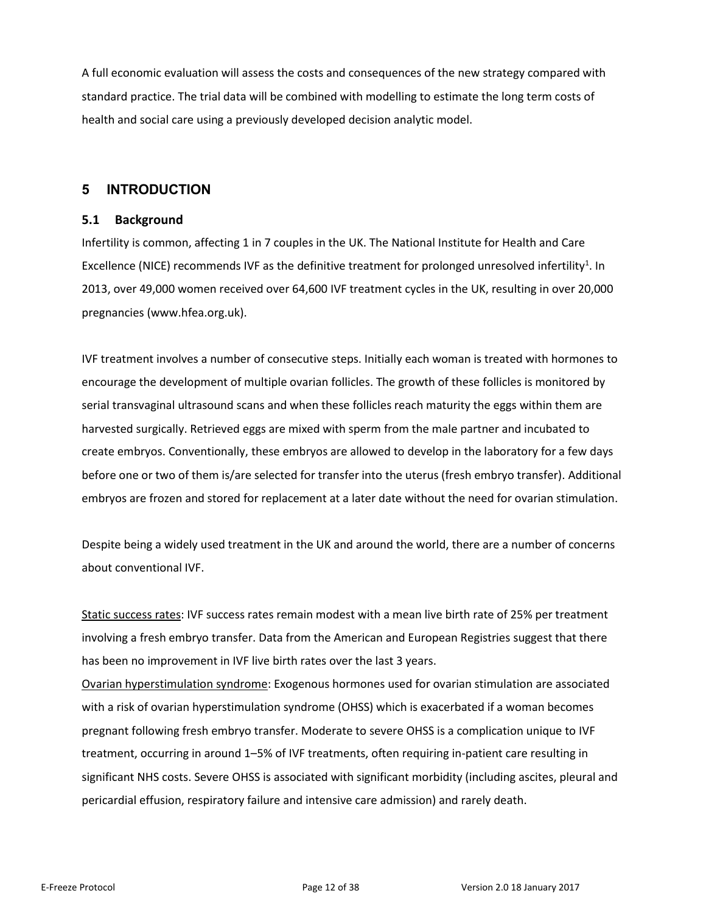A full economic evaluation will assess the costs and consequences of the new strategy compared with standard practice. The trial data will be combined with modelling to estimate the long term costs of health and social care using a previously developed decision analytic model.

# 5 INTRODUCTION

## 5.1 Background

Infertility is common, affecting 1 in 7 couples in the UK. The National Institute for Health and Care Excellence (NICE) recommends IVF as the definitive treatment for prolonged unresolved infertility[1]. In 2013, over 49,000 women received over 64,600 IVF treatment cycles in the UK, resulting in over 20,000 pregnancies (www.hfea.org.uk).

IVF treatment involves a number of consecutive steps. Initially each woman is treated with hormones to encourage the development of multiple ovarian follicles. The growth of these follicles is monitored by serial transvaginal ultrasound scans and when these follicles reach maturity the eggs within them are harvested surgically. Retrieved eggs are mixed with sperm from the male partner and incubated to create embryos. Conventionally, these embryos are allowed to develop in the laboratory for a few days before one or two of them is/are selected for transfer into the uterus (fresh embryo transfer). Additional embryos are frozen and stored for replacement at a later date without the need for ovarian stimulation.

Despite being a widely used treatment in the UK and around the world, there are a number of concerns about conventional IVF.

<u>Static success rates</u>: IVF success rates remain modest with a mean live birth rate of 25% per treatment involving a fresh embryo transfer. Data from the American and European Registries suggest that there has been no improvement in IVF live birth rates over the last 3 years.
<u>Ovarian hyperstimulation syndrome</u>: Exogenous hormones used for ovarian stimulation are associated with a risk of ovarian hyperstimulation syndrome (OHSS) which is exacerbated if a woman becomes pregnant following fresh embryo transfer. Moderate to severe OHSS is a complication unique to IVF treatment, occurring in around 1–5% of IVF treatments, often requiring in-patient care resulting in significant NHS costs. Severe OHSS is associated with significant morbidity (including ascites, pleural and pericardial effusion, respiratory failure and intensive care admission) and rarely death.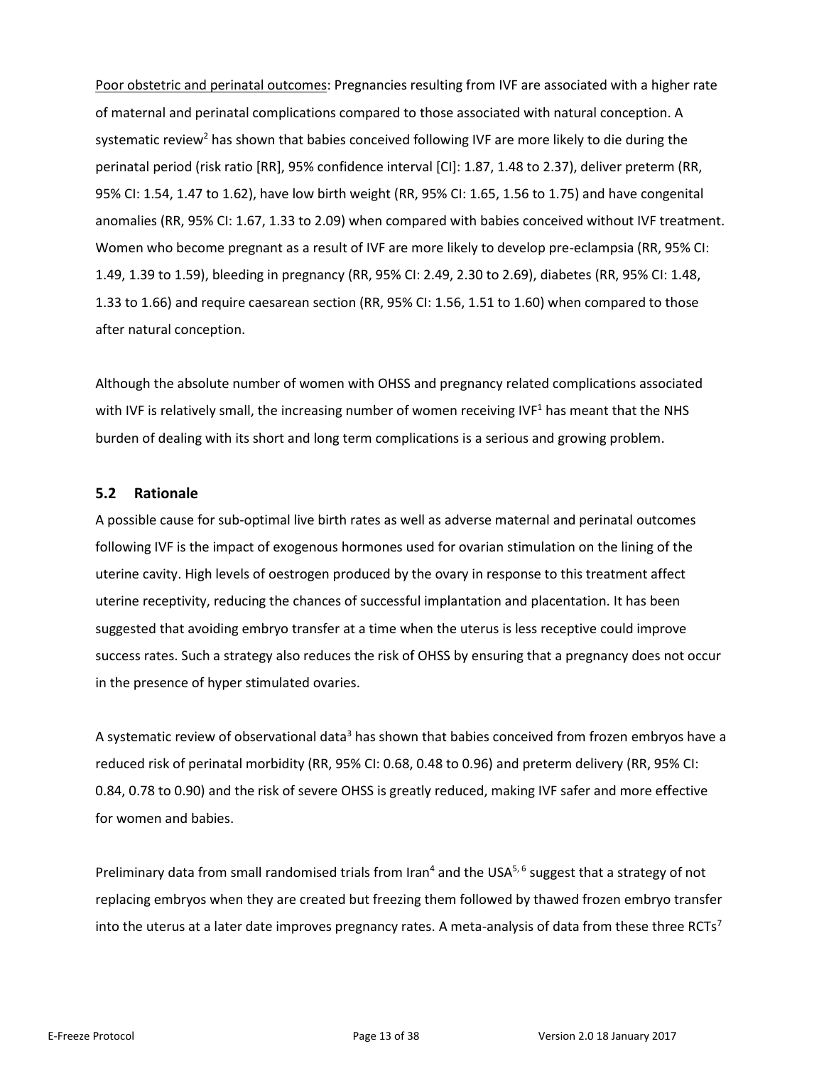Poor obstetric and perinatal outcomes: Pregnancies resulting from IVF are associated with a higher rate of maternal and perinatal complications compared to those associated with natural conception. A systematic review[2] has shown that babies conceived following IVF are more likely to die during the perinatal period (risk ratio [RR], 95% confidence interval [CI]: 1.87, 1.48 to 2.37), deliver preterm (RR, 95% CI: 1.54, 1.47 to 1.62), have low birth weight (RR, 95% CI: 1.65, 1.56 to 1.75) and have congenital anomalies (RR, 95% CI: 1.67, 1.33 to 2.09) when compared with babies conceived without IVF treatment. Women who become pregnant as a result of IVF are more likely to develop pre-eclampsia (RR, 95% CI: 1.49, 1.39 to 1.59), bleeding in pregnancy (RR, 95% CI: 2.49, 2.30 to 2.69), diabetes (RR, 95% CI: 1.48, 1.33 to 1.66) and require caesarean section (RR, 95% CI: 1.56, 1.51 to 1.60) when compared to those after natural conception.

Although the absolute number of women with OHSS and pregnancy related complications associated with IVF is relatively small, the increasing number of women receiving IVF[1] has meant that the NHS burden of dealing with its short and long term complications is a serious and growing problem.

### 5.2 Rationale

A possible cause for sub-optimal live birth rates as well as adverse maternal and perinatal outcomes following IVF is the impact of exogenous hormones used for ovarian stimulation on the lining of the uterine cavity. High levels of oestrogen produced by the ovary in response to this treatment affect uterine receptivity, reducing the chances of successful implantation and placentation. It has been suggested that avoiding embryo transfer at a time when the uterus is less receptive could improve success rates. Such a strategy also reduces the risk of OHSS by ensuring that a pregnancy does not occur in the presence of hyper stimulated ovaries.

A systematic review of observational data[3] has shown that babies conceived from frozen embryos have a reduced risk of perinatal morbidity (RR, 95% CI: 0.68, 0.48 to 0.96) and preterm delivery (RR, 95% CI: 0.84, 0.78 to 0.90) and the risk of severe OHSS is greatly reduced, making IVF safer and more effective for women and babies.

Preliminary data from small randomised trials from Iran[4] and the USA[5, 6] suggest that a strategy of not replacing embryos when they are created but freezing them followed by thawed frozen embryo transfer into the uterus at a later date improves pregnancy rates. A meta-analysis of data from these three RCTs[7]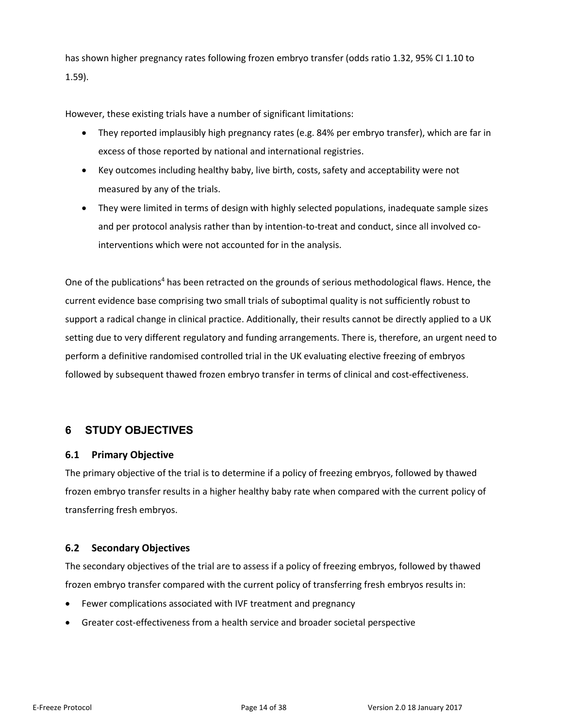has shown higher pregnancy rates following frozen embryo transfer (odds ratio 1.32, 95% CI 1.10 to 1.59).

However, these existing trials have a number of significant limitations:

- They reported implausibly high pregnancy rates (e.g. 84% per embryo transfer), which are far in excess of those reported by national and international registries.
- Key outcomes including healthy baby, live birth, costs, safety and acceptability were not measured by any of the trials.
- They were limited in terms of design with highly selected populations, inadequate sample sizes and per protocol analysis rather than by intention-to-treat and conduct, since all involved co-interventions which were not accounted for in the analysis.

One of the publications[4] has been retracted on the grounds of serious methodological flaws. Hence, the current evidence base comprising two small trials of suboptimal quality is not sufficiently robust to support a radical change in clinical practice. Additionally, their results cannot be directly applied to a UK setting due to very different regulatory and funding arrangements. There is, therefore, an urgent need to perform a definitive randomised controlled trial in the UK evaluating elective freezing of embryos followed by subsequent thawed frozen embryo transfer in terms of clinical and cost-effectiveness.

# 6 STUDY OBJECTIVES

## 6.1 Primary Objective

The primary objective of the trial is to determine if a policy of freezing embryos, followed by thawed frozen embryo transfer results in a higher healthy baby rate when compared with the current policy of transferring fresh embryos.

## 6.2 Secondary Objectives

The secondary objectives of the trial are to assess if a policy of freezing embryos, followed by thawed frozen embryo transfer compared with the current policy of transferring fresh embryos results in:

- Fewer complications associated with IVF treatment and pregnancy
- Greater cost-effectiveness from a health service and broader societal perspective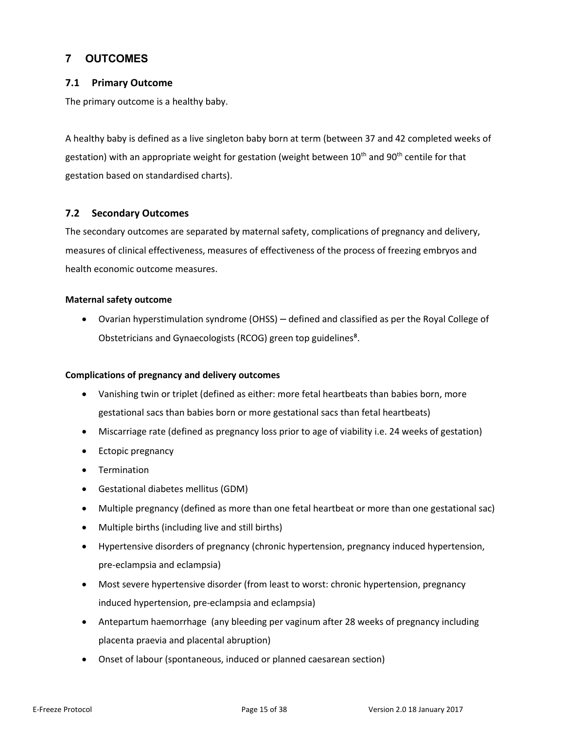# 7 OUTCOMES

## 7.1 Primary Outcome

The primary outcome is a healthy baby.

A healthy baby is defined as a live singleton baby born at term (between 37 and 42 completed weeks of gestation) with an appropriate weight for gestation (weight between $10^{th}$ and $90^{th}$ centile for that gestation based on standardised charts).

## 7.2 Secondary Outcomes

The secondary outcomes are separated by maternal safety, complications of pregnancy and delivery, measures of clinical effectiveness, measures of effectiveness of the process of freezing embryos and health economic outcome measures.

**Maternal safety outcome**

- Ovarian hyperstimulation syndrome (OHSS) – defined and classified as per the Royal College of Obstetricians and Gynaecologists (RCOG) green top guidelines[8].

**Complications of pregnancy and delivery outcomes**

- Vanishing twin or triplet (defined as either: more fetal heartbeats than babies born, more gestational sacs than babies born or more gestational sacs than fetal heartbeats)
- Miscarriage rate (defined as pregnancy loss prior to age of viability i.e. 24 weeks of gestation)
- Ectopic pregnancy
- Termination
- Gestational diabetes mellitus (GDM)
- Multiple pregnancy (defined as more than one fetal heartbeat or more than one gestational sac)
- Multiple births (including live and still births)
- Hypertensive disorders of pregnancy (chronic hypertension, pregnancy induced hypertension, pre-eclampsia and eclampsia)
- Most severe hypertensive disorder (from least to worst: chronic hypertension, pregnancy induced hypertension, pre-eclampsia and eclampsia)
- Antepartum haemorrhage (any bleeding per vaginum after 28 weeks of pregnancy including placenta praevia and placental abruption)
- Onset of labour (spontaneous, induced or planned caesarean section)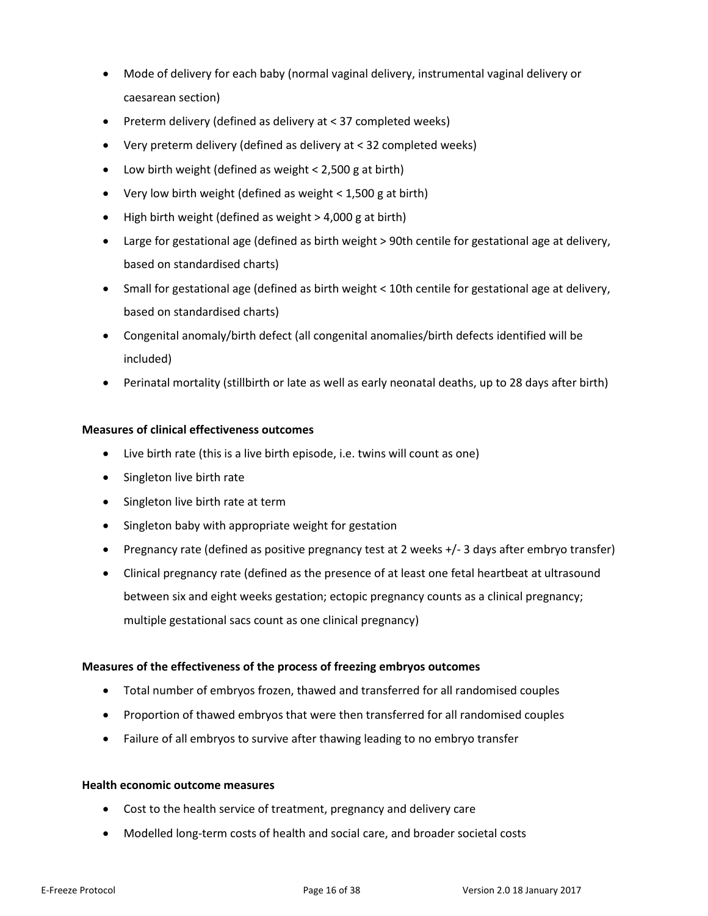- Mode of delivery for each baby (normal vaginal delivery, instrumental vaginal delivery or caesarean section)
- Preterm delivery (defined as delivery at < 37 completed weeks)
- Very preterm delivery (defined as delivery at < 32 completed weeks)
- Low birth weight (defined as weight < 2,500 g at birth)
- Very low birth weight (defined as weight < 1,500 g at birth)
- High birth weight (defined as weight > 4,000 g at birth)
- Large for gestational age (defined as birth weight > 90th centile for gestational age at delivery, based on standardised charts)
- Small for gestational age (defined as birth weight < 10th centile for gestational age at delivery, based on standardised charts)
- Congenital anomaly/birth defect (all congenital anomalies/birth defects identified will be included)
- Perinatal mortality (stillbirth or late as well as early neonatal deaths, up to 28 days after birth)

**Measures of clinical effectiveness outcomes**

- Live birth rate (this is a live birth episode, i.e. twins will count as one)
- Singleton live birth rate
- Singleton live birth rate at term
- Singleton baby with appropriate weight for gestation
- Pregnancy rate (defined as positive pregnancy test at 2 weeks +/- 3 days after embryo transfer)
- Clinical pregnancy rate (defined as the presence of at least one fetal heartbeat at ultrasound between six and eight weeks gestation; ectopic pregnancy counts as a clinical pregnancy; multiple gestational sacs count as one clinical pregnancy)

**Measures of the effectiveness of the process of freezing embryos outcomes**

- Total number of embryos frozen, thawed and transferred for all randomised couples
- Proportion of thawed embryos that were then transferred for all randomised couples
- Failure of all embryos to survive after thawing leading to no embryo transfer

**Health economic outcome measures**

- Cost to the health service of treatment, pregnancy and delivery care
- Modelled long-term costs of health and social care, and broader societal costs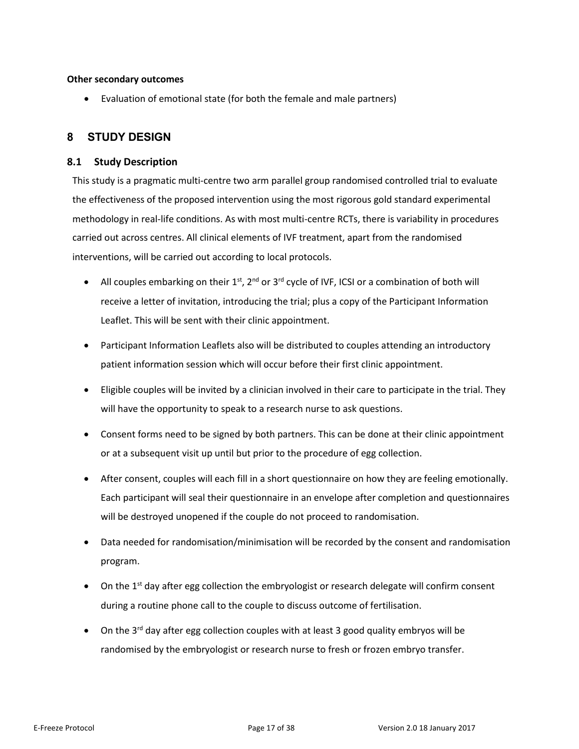**Other secondary outcomes**

- Evaluation of emotional state (for both the female and male partners)

# 8 STUDY DESIGN

## 8.1 Study Description

This study is a pragmatic multi-centre two arm parallel group randomised controlled trial to evaluate the effectiveness of the proposed intervention using the most rigorous gold standard experimental methodology in real-life conditions. As with most multi-centre RCTs, there is variability in procedures carried out across centres. All clinical elements of IVF treatment, apart from the randomised interventions, will be carried out according to local protocols.

- All couples embarking on their 1st, 2nd or 3rd cycle of IVF, ICSI or a combination of both will receive a letter of invitation, introducing the trial; plus a copy of the Participant Information Leaflet. This will be sent with their clinic appointment.
- Participant Information Leaflets also will be distributed to couples attending an introductory patient information session which will occur before their first clinic appointment.
- Eligible couples will be invited by a clinician involved in their care to participate in the trial. They will have the opportunity to speak to a research nurse to ask questions.
- Consent forms need to be signed by both partners. This can be done at their clinic appointment or at a subsequent visit up until but prior to the procedure of egg collection.
- After consent, couples will each fill in a short questionnaire on how they are feeling emotionally. Each participant will seal their questionnaire in an envelope after completion and questionnaires will be destroyed unopened if the couple do not proceed to randomisation.
- Data needed for randomisation/minimisation will be recorded by the consent and randomisation program.
- On the 1st day after egg collection the embryologist or research delegate will confirm consent during a routine phone call to the couple to discuss outcome of fertilisation.
- On the 3rd day after egg collection couples with at least 3 good quality embryos will be randomised by the embryologist or research nurse to fresh or frozen embryo transfer.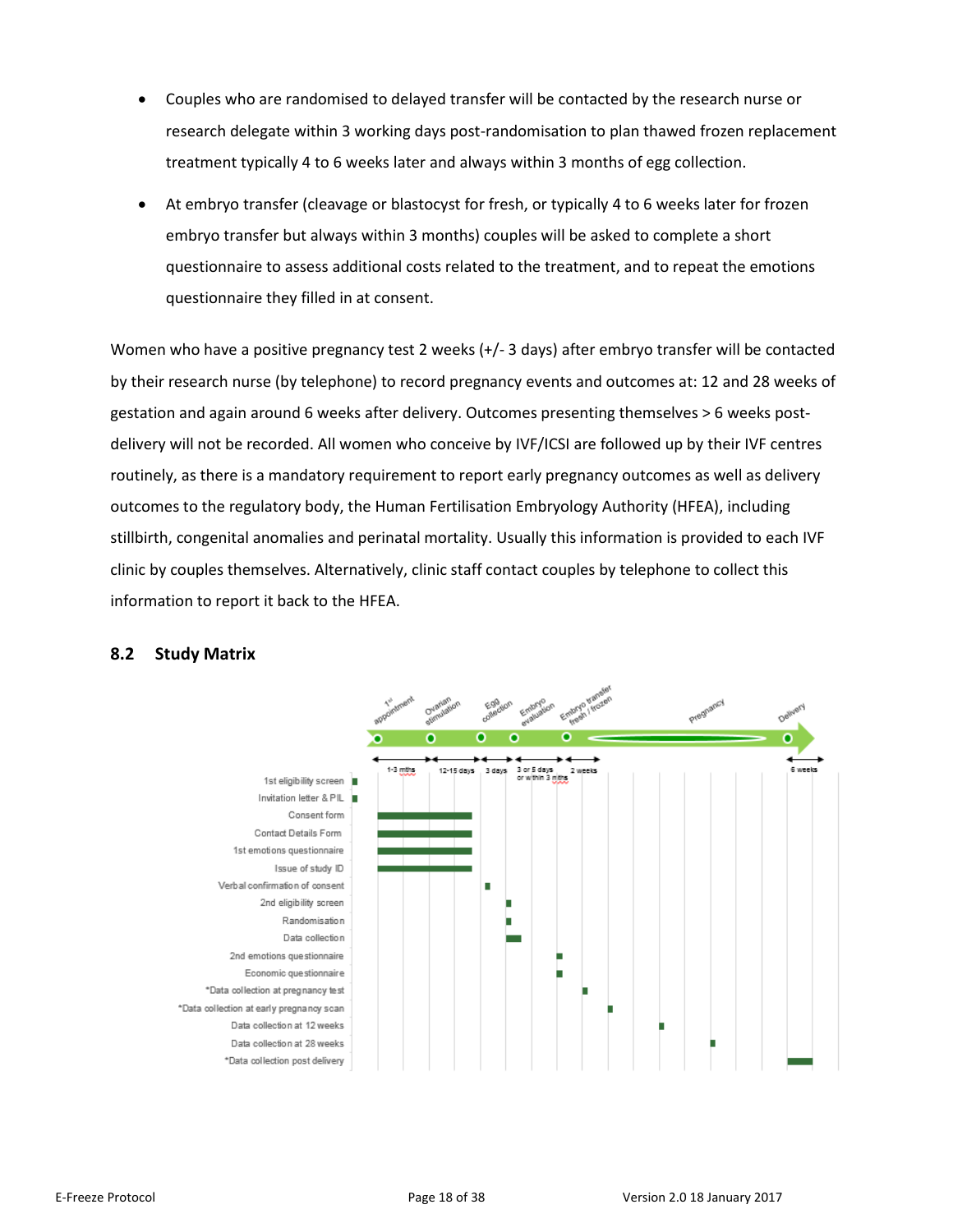- Couples who are randomised to delayed transfer will be contacted by the research nurse or research delegate within 3 working days post-randomisation to plan thawed frozen replacement treatment typically 4 to 6 weeks later and always within 3 months of egg collection.
- At embryo transfer (cleavage or blastocyst for fresh, or typically 4 to 6 weeks later for frozen embryo transfer but always within 3 months) couples will be asked to complete a short questionnaire to assess additional costs related to the treatment, and to repeat the emotions questionnaire they filled in at consent.

Women who have a positive pregnancy test 2 weeks (+/- 3 days) after embryo transfer will be contacted by their research nurse (by telephone) to record pregnancy events and outcomes at: 12 and 28 weeks of gestation and again around 6 weeks after delivery. Outcomes presenting themselves > 6 weeks post-delivery will not be recorded. All women who conceive by IVF/ICSI are followed up by their IVF centres routinely, as there is a mandatory requirement to report early pregnancy outcomes as well as delivery outcomes to the regulatory body, the Human Fertilisation Embryology Authority (HFEA), including stillbirth, congenital anomalies and perinatal mortality. Usually this information is provided to each IVF clinic by couples themselves. Alternatively, clinic staff contact couples by telephone to collect this information to report it back to the HFEA.

## 8.2 Study Matrix

Timeline: 1st appointment → (1-3 mths) → Ovarian stimulation → (12-15 days) → Egg collection → (3 days) → Embryo evaluation → (3 or 5 days or within 3 mths) → Embryo transfer fresh / frozen → (2 weeks) → Pregnancy → Delivery → (6 weeks)

| Activity | Timing |
|---|---|
| 1st eligibility screen | Before 1st appointment |
| Invitation letter & PIL | Before 1st appointment |
| Consent form | 1st appointment to egg collection |
| Contact Details Form | 1st appointment to egg collection |
| 1st emotions questionnaire | 1st appointment to egg collection |
| Issue of study ID | 1st appointment to egg collection |
| Verbal confirmation of consent | Egg collection |
| 2nd eligibility screen | Embryo evaluation |
| Randomisation | Embryo evaluation |
| Data collection | Embryo evaluation |
| 2nd emotions questionnaire | Embryo transfer |
| Economic questionnaire | Embryo transfer |
| *Data collection at pregnancy test | 2 weeks after embryo transfer |
| *Data collection at early pregnancy scan | Pregnancy |
| Data collection at 12 weeks | Pregnancy |
| Data collection at 28 weeks | Pregnancy |
| *Data collection post delivery | 6 weeks after delivery |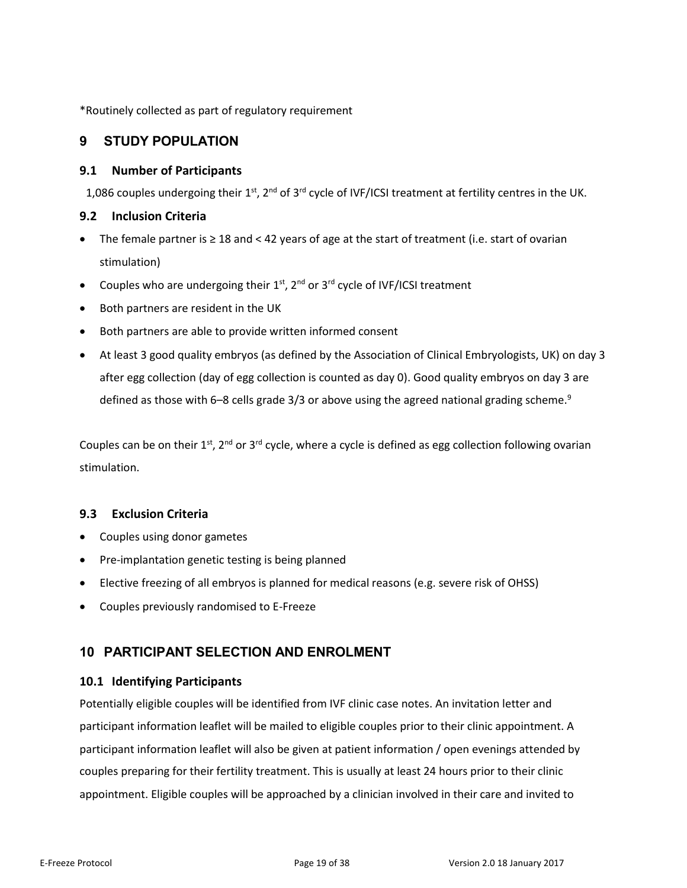*Routinely collected as part of regulatory requirement

## 9 STUDY POPULATION

### 9.1 Number of Participants

1,086 couples undergoing their 1st, 2nd of 3rd cycle of IVF/ICSI treatment at fertility centres in the UK.

### 9.2 Inclusion Criteria

- The female partner is ≥ 18 and < 42 years of age at the start of treatment (i.e. start of ovarian stimulation)
- Couples who are undergoing their 1st, 2nd or 3rd cycle of IVF/ICSI treatment
- Both partners are resident in the UK
- Both partners are able to provide written informed consent
- At least 3 good quality embryos (as defined by the Association of Clinical Embryologists, UK) on day 3 after egg collection (day of egg collection is counted as day 0). Good quality embryos on day 3 are defined as those with 6–8 cells grade 3/3 or above using the agreed national grading scheme.[9]

Couples can be on their 1st, 2nd or 3rd cycle, where a cycle is defined as egg collection following ovarian stimulation.

### 9.3 Exclusion Criteria

- Couples using donor gametes
- Pre-implantation genetic testing is being planned
- Elective freezing of all embryos is planned for medical reasons (e.g. severe risk of OHSS)
- Couples previously randomised to E-Freeze

## 10 PARTICIPANT SELECTION AND ENROLMENT

### 10.1 Identifying Participants

Potentially eligible couples will be identified from IVF clinic case notes. An invitation letter and participant information leaflet will be mailed to eligible couples prior to their clinic appointment. A participant information leaflet will also be given at patient information / open evenings attended by couples preparing for their fertility treatment. This is usually at least 24 hours prior to their clinic appointment. Eligible couples will be approached by a clinician involved in their care and invited to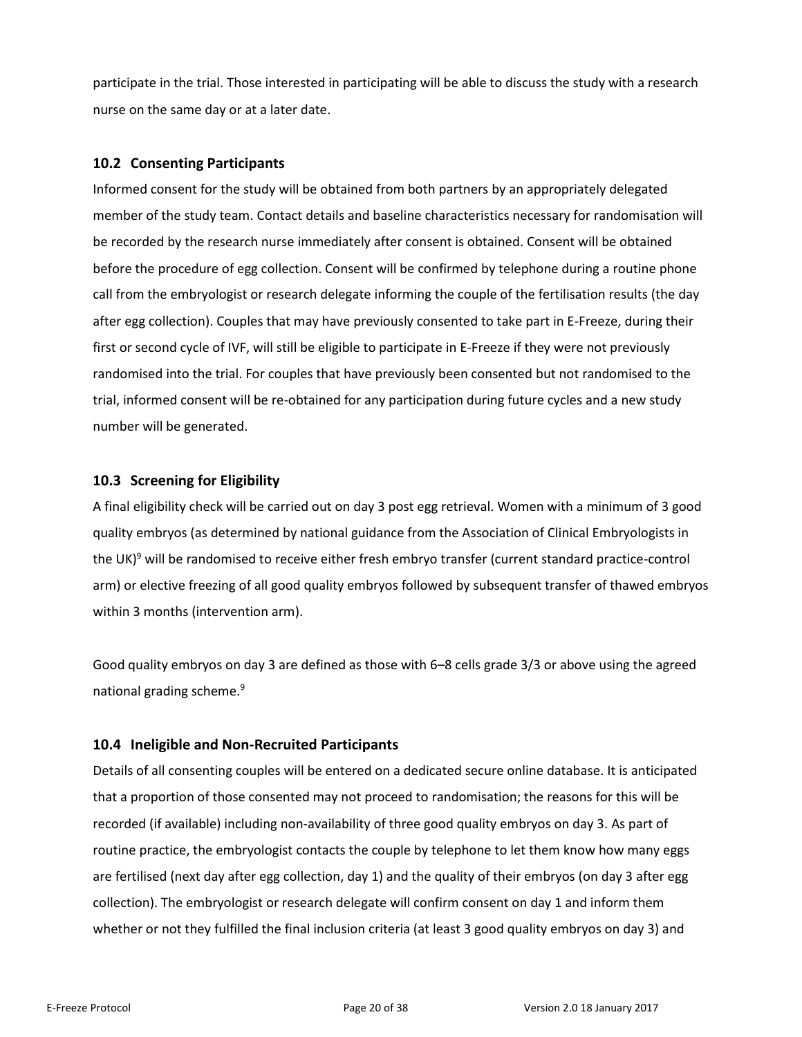participate in the trial. Those interested in participating will be able to discuss the study with a research nurse on the same day or at a later date.

### 10.2 Consenting Participants

Informed consent for the study will be obtained from both partners by an appropriately delegated member of the study team. Contact details and baseline characteristics necessary for randomisation will be recorded by the research nurse immediately after consent is obtained. Consent will be obtained before the procedure of egg collection. Consent will be confirmed by telephone during a routine phone call from the embryologist or research delegate informing the couple of the fertilisation results (the day after egg collection). Couples that may have previously consented to take part in E-Freeze, during their first or second cycle of IVF, will still be eligible to participate in E-Freeze if they were not previously randomised into the trial. For couples that have previously been consented but not randomised to the trial, informed consent will be re-obtained for any participation during future cycles and a new study number will be generated.

### 10.3 Screening for Eligibility

A final eligibility check will be carried out on day 3 post egg retrieval. Women with a minimum of 3 good quality embryos (as determined by national guidance from the Association of Clinical Embryologists in the UK)[9] will be randomised to receive either fresh embryo transfer (current standard practice-control arm) or elective freezing of all good quality embryos followed by subsequent transfer of thawed embryos within 3 months (intervention arm).

Good quality embryos on day 3 are defined as those with 6–8 cells grade 3/3 or above using the agreed national grading scheme.[9]

### 10.4 Ineligible and Non-Recruited Participants

Details of all consenting couples will be entered on a dedicated secure online database. It is anticipated that a proportion of those consented may not proceed to randomisation; the reasons for this will be recorded (if available) including non-availability of three good quality embryos on day 3. As part of routine practice, the embryologist contacts the couple by telephone to let them know how many eggs are fertilised (next day after egg collection, day 1) and the quality of their embryos (on day 3 after egg collection). The embryologist or research delegate will confirm consent on day 1 and inform them whether or not they fulfilled the final inclusion criteria (at least 3 good quality embryos on day 3) and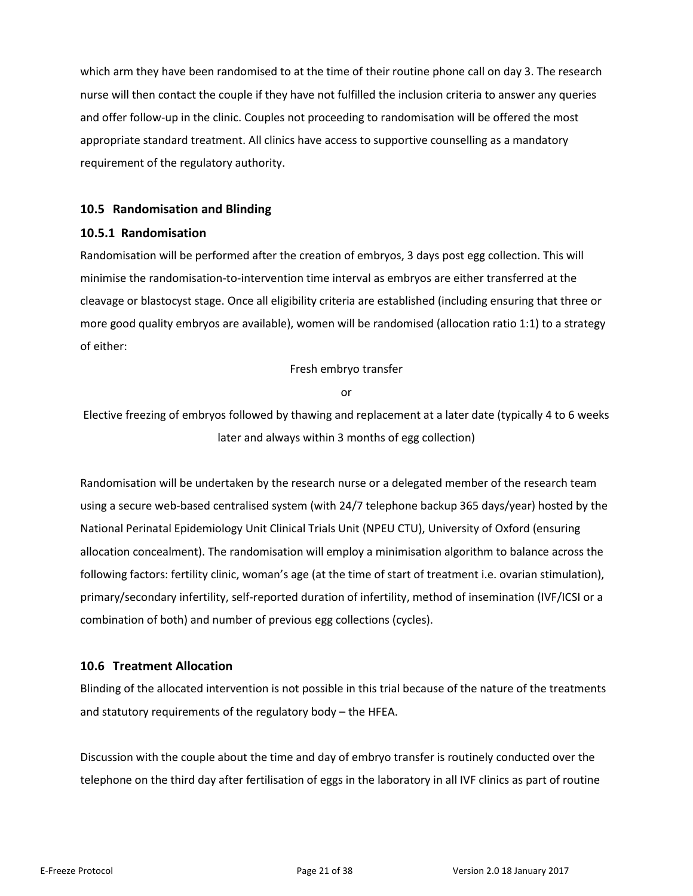which arm they have been randomised to at the time of their routine phone call on day 3. The research nurse will then contact the couple if they have not fulfilled the inclusion criteria to answer any queries and offer follow-up in the clinic. Couples not proceeding to randomisation will be offered the most appropriate standard treatment. All clinics have access to supportive counselling as a mandatory requirement of the regulatory authority.

## 10.5 Randomisation and Blinding

### 10.5.1 Randomisation

Randomisation will be performed after the creation of embryos, 3 days post egg collection. This will minimise the randomisation-to-intervention time interval as embryos are either transferred at the cleavage or blastocyst stage. Once all eligibility criteria are established (including ensuring that three or more good quality embryos are available), women will be randomised (allocation ratio 1:1) to a strategy of either:

Fresh embryo transfer

or

Elective freezing of embryos followed by thawing and replacement at a later date (typically 4 to 6 weeks later and always within 3 months of egg collection)

Randomisation will be undertaken by the research nurse or a delegated member of the research team using a secure web-based centralised system (with 24/7 telephone backup 365 days/year) hosted by the National Perinatal Epidemiology Unit Clinical Trials Unit (NPEU CTU), University of Oxford (ensuring allocation concealment). The randomisation will employ a minimisation algorithm to balance across the following factors: fertility clinic, woman's age (at the time of start of treatment i.e. ovarian stimulation), primary/secondary infertility, self-reported duration of infertility, method of insemination (IVF/ICSI or a combination of both) and number of previous egg collections (cycles).

## 10.6 Treatment Allocation

Blinding of the allocated intervention is not possible in this trial because of the nature of the treatments and statutory requirements of the regulatory body – the HFEA.

Discussion with the couple about the time and day of embryo transfer is routinely conducted over the telephone on the third day after fertilisation of eggs in the laboratory in all IVF clinics as part of routine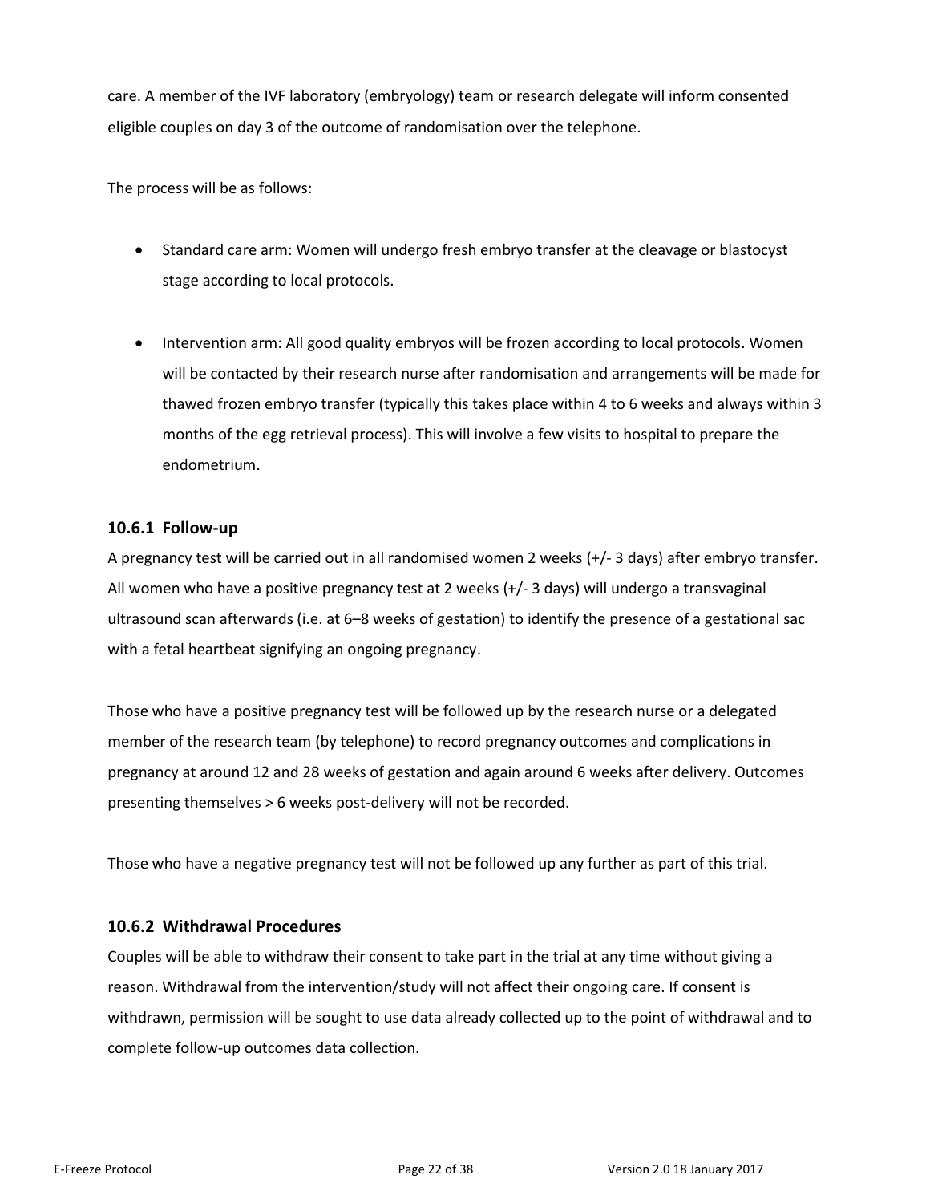care. A member of the IVF laboratory (embryology) team or research delegate will inform consented eligible couples on day 3 of the outcome of randomisation over the telephone.

The process will be as follows:

- Standard care arm: Women will undergo fresh embryo transfer at the cleavage or blastocyst stage according to local protocols.
- Intervention arm: All good quality embryos will be frozen according to local protocols. Women will be contacted by their research nurse after randomisation and arrangements will be made for thawed frozen embryo transfer (typically this takes place within 4 to 6 weeks and always within 3 months of the egg retrieval process). This will involve a few visits to hospital to prepare the endometrium.

### 10.6.1 Follow-up

A pregnancy test will be carried out in all randomised women 2 weeks (+/- 3 days) after embryo transfer. All women who have a positive pregnancy test at 2 weeks (+/- 3 days) will undergo a transvaginal ultrasound scan afterwards (i.e. at 6–8 weeks of gestation) to identify the presence of a gestational sac with a fetal heartbeat signifying an ongoing pregnancy.

Those who have a positive pregnancy test will be followed up by the research nurse or a delegated member of the research team (by telephone) to record pregnancy outcomes and complications in pregnancy at around 12 and 28 weeks of gestation and again around 6 weeks after delivery. Outcomes presenting themselves > 6 weeks post-delivery will not be recorded.

Those who have a negative pregnancy test will not be followed up any further as part of this trial.

### 10.6.2 Withdrawal Procedures

Couples will be able to withdraw their consent to take part in the trial at any time without giving a reason. Withdrawal from the intervention/study will not affect their ongoing care. If consent is withdrawn, permission will be sought to use data already collected up to the point of withdrawal and to complete follow-up outcomes data collection.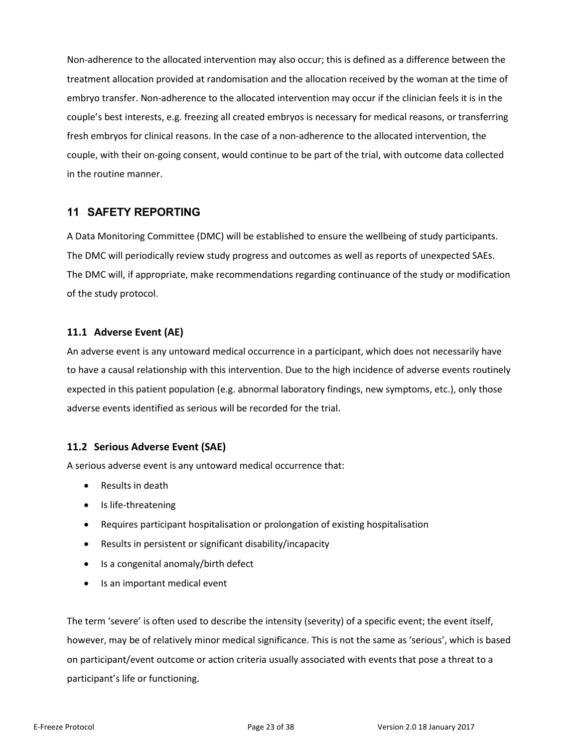Non-adherence to the allocated intervention may also occur; this is defined as a difference between the treatment allocation provided at randomisation and the allocation received by the woman at the time of embryo transfer. Non-adherence to the allocated intervention may occur if the clinician feels it is in the couple's best interests, e.g. freezing all created embryos is necessary for medical reasons, or transferring fresh embryos for clinical reasons. In the case of a non-adherence to the allocated intervention, the couple, with their on-going consent, would continue to be part of the trial, with outcome data collected in the routine manner.

## 11 SAFETY REPORTING

A Data Monitoring Committee (DMC) will be established to ensure the wellbeing of study participants. The DMC will periodically review study progress and outcomes as well as reports of unexpected SAEs. The DMC will, if appropriate, make recommendations regarding continuance of the study or modification of the study protocol.

### 11.1 Adverse Event (AE)

An adverse event is any untoward medical occurrence in a participant, which does not necessarily have to have a causal relationship with this intervention. Due to the high incidence of adverse events routinely expected in this patient population (e.g. abnormal laboratory findings, new symptoms, etc.), only those adverse events identified as serious will be recorded for the trial.

### 11.2 Serious Adverse Event (SAE)

A serious adverse event is any untoward medical occurrence that:

- Results in death
- Is life-threatening
- Requires participant hospitalisation or prolongation of existing hospitalisation
- Results in persistent or significant disability/incapacity
- Is a congenital anomaly/birth defect
- Is an important medical event

The term 'severe' is often used to describe the intensity (severity) of a specific event; the event itself, however, may be of relatively minor medical significance. This is not the same as 'serious', which is based on participant/event outcome or action criteria usually associated with events that pose a threat to a participant's life or functioning.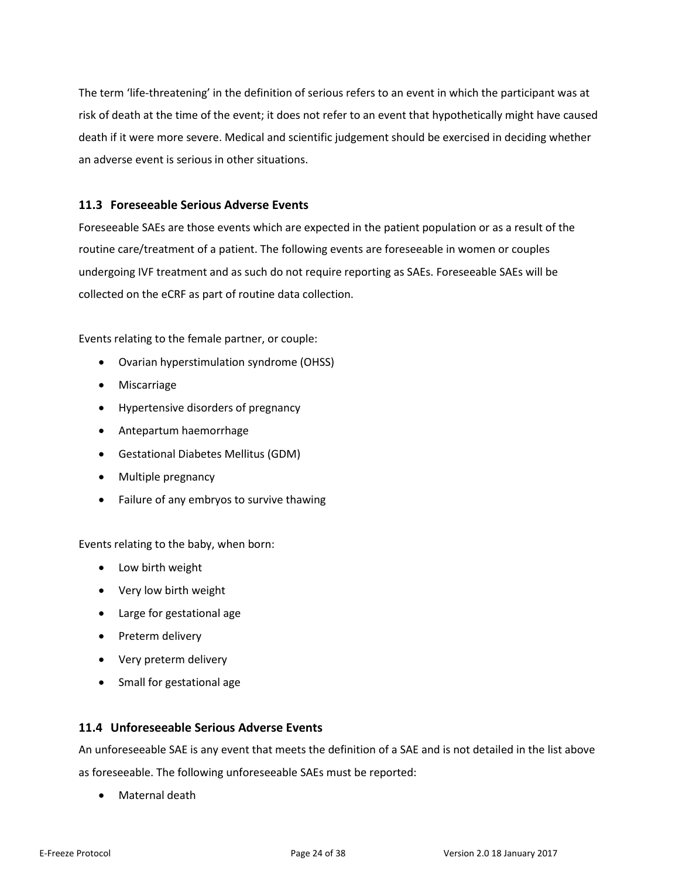The term 'life-threatening' in the definition of serious refers to an event in which the participant was at risk of death at the time of the event; it does not refer to an event that hypothetically might have caused death if it were more severe. Medical and scientific judgement should be exercised in deciding whether an adverse event is serious in other situations.

### 11.3 Foreseeable Serious Adverse Events

Foreseeable SAEs are those events which are expected in the patient population or as a result of the routine care/treatment of a patient. The following events are foreseeable in women or couples undergoing IVF treatment and as such do not require reporting as SAEs. Foreseeable SAEs will be collected on the eCRF as part of routine data collection.

Events relating to the female partner, or couple:

- Ovarian hyperstimulation syndrome (OHSS)
- Miscarriage
- Hypertensive disorders of pregnancy
- Antepartum haemorrhage
- Gestational Diabetes Mellitus (GDM)
- Multiple pregnancy
- Failure of any embryos to survive thawing

Events relating to the baby, when born:

- Low birth weight
- Very low birth weight
- Large for gestational age
- Preterm delivery
- Very preterm delivery
- Small for gestational age

### 11.4 Unforeseeable Serious Adverse Events

An unforeseeable SAE is any event that meets the definition of a SAE and is not detailed in the list above as foreseeable. The following unforeseeable SAEs must be reported:

- Maternal death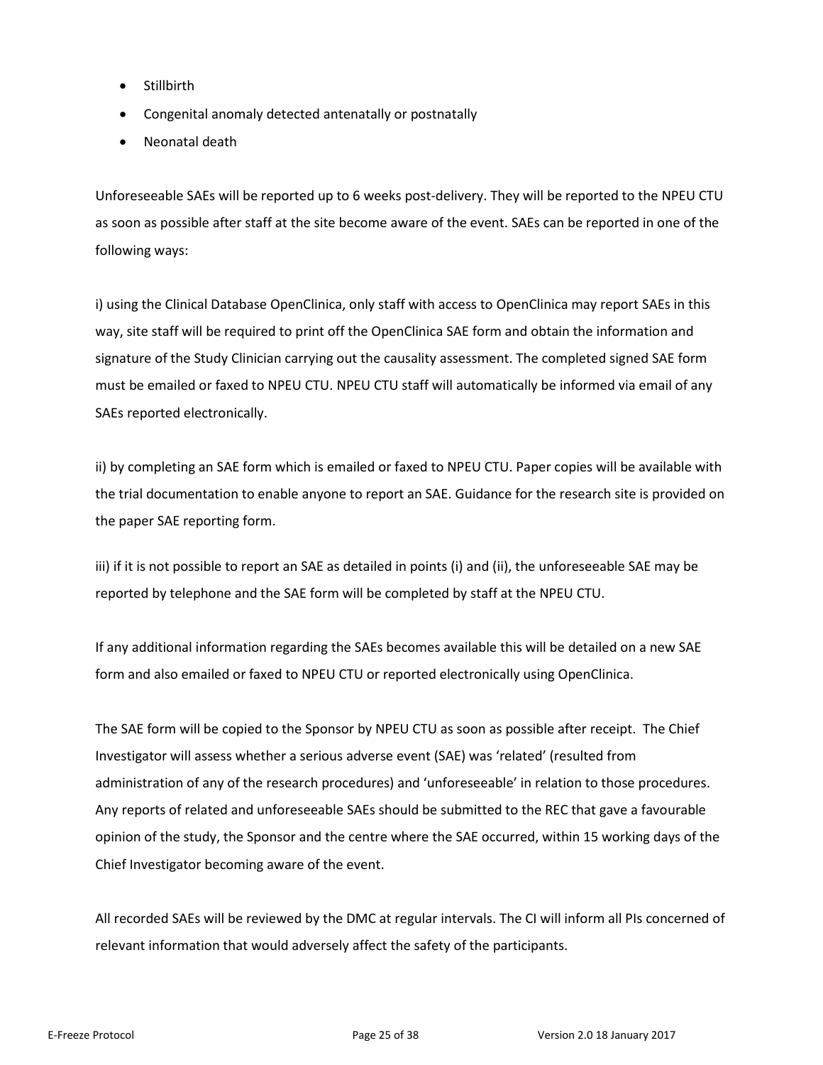- Stillbirth
- Congenital anomaly detected antenatally or postnatally
- Neonatal death

Unforeseeable SAEs will be reported up to 6 weeks post-delivery. They will be reported to the NPEU CTU as soon as possible after staff at the site become aware of the event. SAEs can be reported in one of the following ways:

i) using the Clinical Database OpenClinica, only staff with access to OpenClinica may report SAEs in this way, site staff will be required to print off the OpenClinica SAE form and obtain the information and signature of the Study Clinician carrying out the causality assessment. The completed signed SAE form must be emailed or faxed to NPEU CTU. NPEU CTU staff will automatically be informed via email of any SAEs reported electronically.

ii) by completing an SAE form which is emailed or faxed to NPEU CTU. Paper copies will be available with the trial documentation to enable anyone to report an SAE. Guidance for the research site is provided on the paper SAE reporting form.

iii) if it is not possible to report an SAE as detailed in points (i) and (ii), the unforeseeable SAE may be reported by telephone and the SAE form will be completed by staff at the NPEU CTU.

If any additional information regarding the SAEs becomes available this will be detailed on a new SAE form and also emailed or faxed to NPEU CTU or reported electronically using OpenClinica.

The SAE form will be copied to the Sponsor by NPEU CTU as soon as possible after receipt. The Chief Investigator will assess whether a serious adverse event (SAE) was 'related' (resulted from administration of any of the research procedures) and 'unforeseeable' in relation to those procedures. Any reports of related and unforeseeable SAEs should be submitted to the REC that gave a favourable opinion of the study, the Sponsor and the centre where the SAE occurred, within 15 working days of the Chief Investigator becoming aware of the event.

All recorded SAEs will be reviewed by the DMC at regular intervals. The CI will inform all PIs concerned of relevant information that would adversely affect the safety of the participants.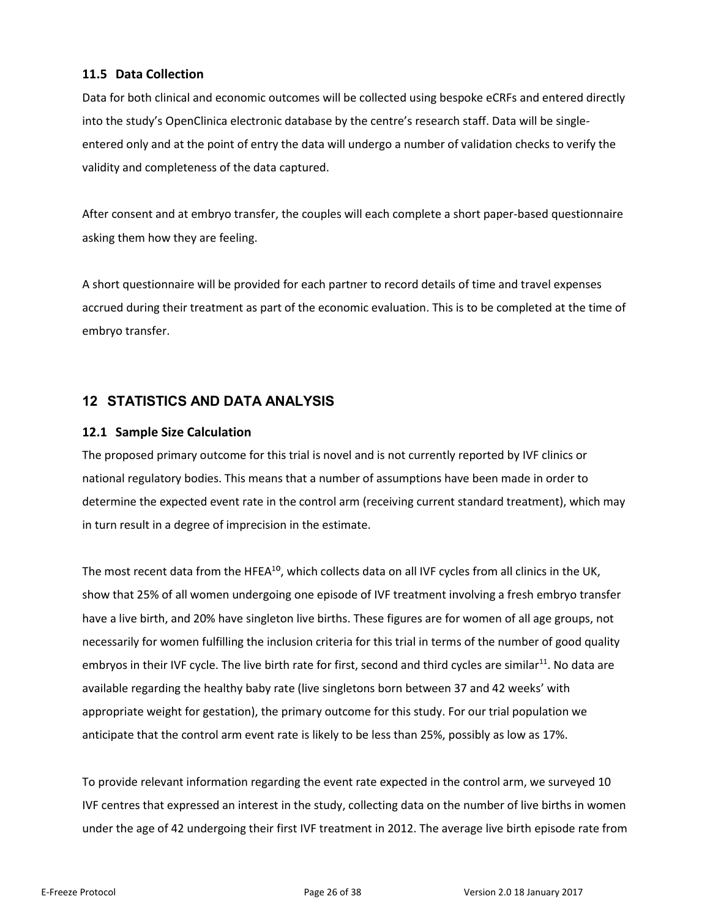### 11.5 Data Collection

Data for both clinical and economic outcomes will be collected using bespoke eCRFs and entered directly into the study's OpenClinica electronic database by the centre's research staff. Data will be single-entered only and at the point of entry the data will undergo a number of validation checks to verify the validity and completeness of the data captured.

After consent and at embryo transfer, the couples will each complete a short paper-based questionnaire asking them how they are feeling.

A short questionnaire will be provided for each partner to record details of time and travel expenses accrued during their treatment as part of the economic evaluation. This is to be completed at the time of embryo transfer.

## 12 STATISTICS AND DATA ANALYSIS

### 12.1 Sample Size Calculation

The proposed primary outcome for this trial is novel and is not currently reported by IVF clinics or national regulatory bodies. This means that a number of assumptions have been made in order to determine the expected event rate in the control arm (receiving current standard treatment), which may in turn result in a degree of imprecision in the estimate.

The most recent data from the HFEA[10], which collects data on all IVF cycles from all clinics in the UK, show that 25% of all women undergoing one episode of IVF treatment involving a fresh embryo transfer have a live birth, and 20% have singleton live births. These figures are for women of all age groups, not necessarily for women fulfilling the inclusion criteria for this trial in terms of the number of good quality embryos in their IVF cycle. The live birth rate for first, second and third cycles are similar[11]. No data are available regarding the healthy baby rate (live singletons born between 37 and 42 weeks' with appropriate weight for gestation), the primary outcome for this study. For our trial population we anticipate that the control arm event rate is likely to be less than 25%, possibly as low as 17%.

To provide relevant information regarding the event rate expected in the control arm, we surveyed 10 IVF centres that expressed an interest in the study, collecting data on the number of live births in women under the age of 42 undergoing their first IVF treatment in 2012. The average live birth episode rate from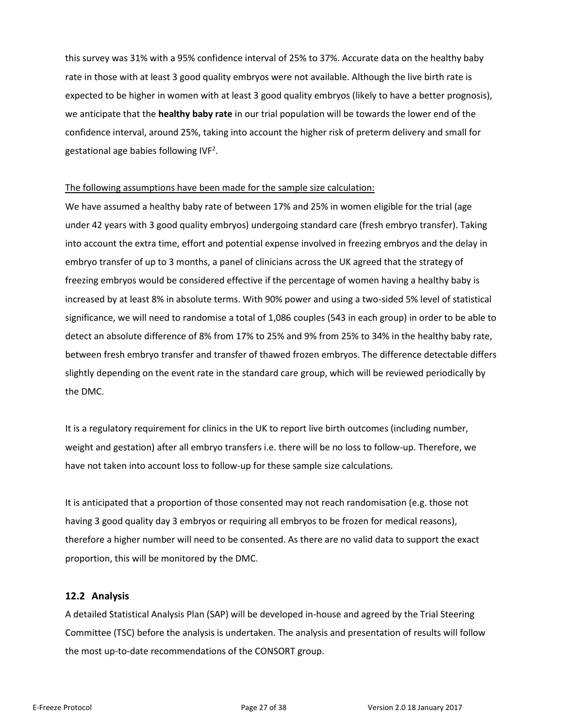this survey was 31% with a 95% confidence interval of 25% to 37%. Accurate data on the healthy baby rate in those with at least 3 good quality embryos were not available. Although the live birth rate is expected to be higher in women with at least 3 good quality embryos (likely to have a better prognosis), we anticipate that the **healthy baby rate** in our trial population will be towards the lower end of the confidence interval, around 25%, taking into account the higher risk of preterm delivery and small for gestational age babies following IVF[2].

<u>The following assumptions have been made for the sample size calculation:</u>

We have assumed a healthy baby rate of between 17% and 25% in women eligible for the trial (age under 42 years with 3 good quality embryos) undergoing standard care (fresh embryo transfer). Taking into account the extra time, effort and potential expense involved in freezing embryos and the delay in embryo transfer of up to 3 months, a panel of clinicians across the UK agreed that the strategy of freezing embryos would be considered effective if the percentage of women having a healthy baby is increased by at least 8% in absolute terms. With 90% power and using a two-sided 5% level of statistical significance, we will need to randomise a total of 1,086 couples (543 in each group) in order to be able to detect an absolute difference of 8% from 17% to 25% and 9% from 25% to 34% in the healthy baby rate, between fresh embryo transfer and transfer of thawed frozen embryos. The difference detectable differs slightly depending on the event rate in the standard care group, which will be reviewed periodically by the DMC.

It is a regulatory requirement for clinics in the UK to report live birth outcomes (including number, weight and gestation) after all embryo transfers i.e. there will be no loss to follow-up. Therefore, we have not taken into account loss to follow-up for these sample size calculations.

It is anticipated that a proportion of those consented may not reach randomisation (e.g. those not having 3 good quality day 3 embryos or requiring all embryos to be frozen for medical reasons), therefore a higher number will need to be consented. As there are no valid data to support the exact proportion, this will be monitored by the DMC.

### 12.2 Analysis

A detailed Statistical Analysis Plan (SAP) will be developed in-house and agreed by the Trial Steering Committee (TSC) before the analysis is undertaken. The analysis and presentation of results will follow the most up-to-date recommendations of the CONSORT group.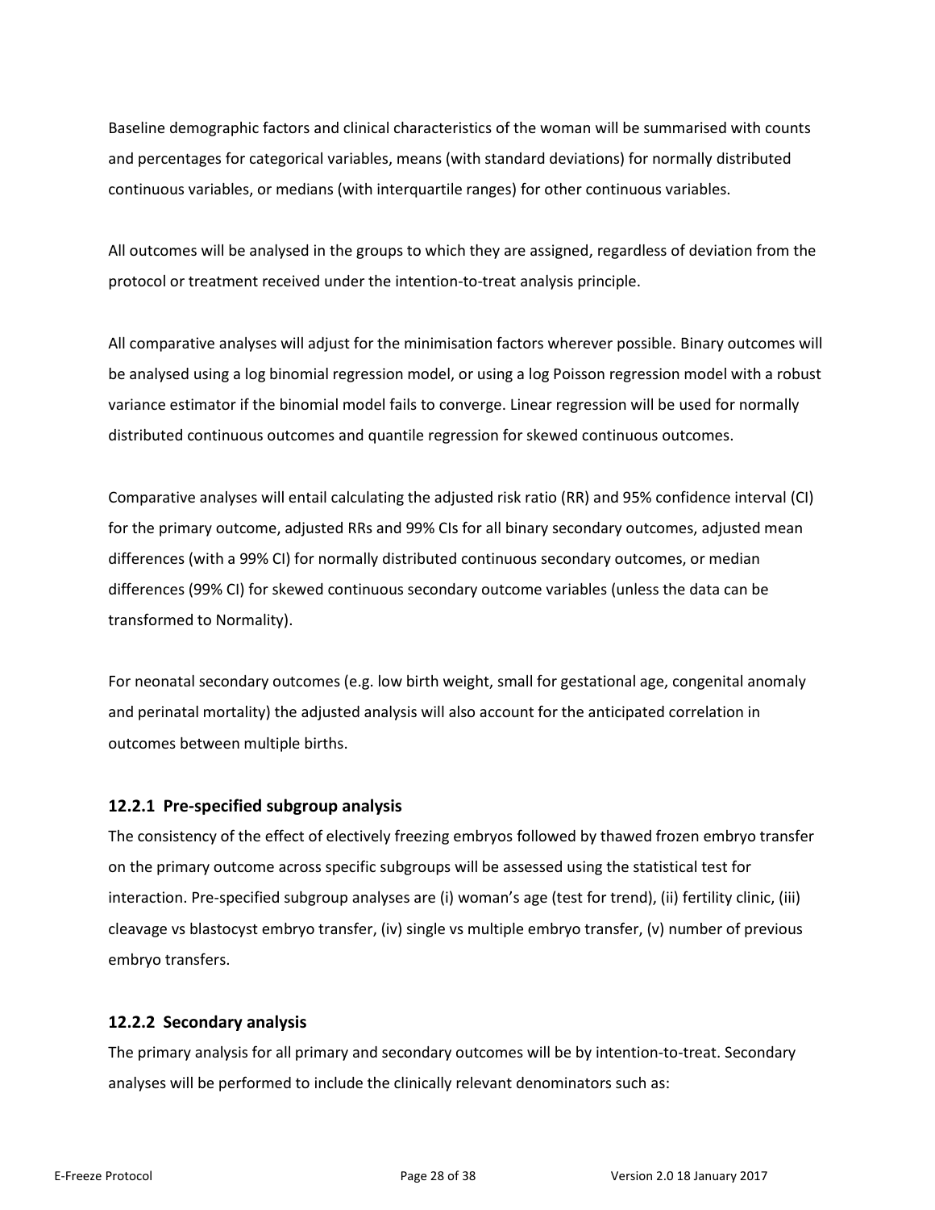Baseline demographic factors and clinical characteristics of the woman will be summarised with counts and percentages for categorical variables, means (with standard deviations) for normally distributed continuous variables, or medians (with interquartile ranges) for other continuous variables.

All outcomes will be analysed in the groups to which they are assigned, regardless of deviation from the protocol or treatment received under the intention-to-treat analysis principle.

All comparative analyses will adjust for the minimisation factors wherever possible. Binary outcomes will be analysed using a log binomial regression model, or using a log Poisson regression model with a robust variance estimator if the binomial model fails to converge. Linear regression will be used for normally distributed continuous outcomes and quantile regression for skewed continuous outcomes.

Comparative analyses will entail calculating the adjusted risk ratio (RR) and 95% confidence interval (CI) for the primary outcome, adjusted RRs and 99% CIs for all binary secondary outcomes, adjusted mean differences (with a 99% CI) for normally distributed continuous secondary outcomes, or median differences (99% CI) for skewed continuous secondary outcome variables (unless the data can be transformed to Normality).

For neonatal secondary outcomes (e.g. low birth weight, small for gestational age, congenital anomaly and perinatal mortality) the adjusted analysis will also account for the anticipated correlation in outcomes between multiple births.

### 12.2.1 Pre-specified subgroup analysis

The consistency of the effect of electively freezing embryos followed by thawed frozen embryo transfer on the primary outcome across specific subgroups will be assessed using the statistical test for interaction. Pre-specified subgroup analyses are (i) woman's age (test for trend), (ii) fertility clinic, (iii) cleavage vs blastocyst embryo transfer, (iv) single vs multiple embryo transfer, (v) number of previous embryo transfers.

### 12.2.2 Secondary analysis

The primary analysis for all primary and secondary outcomes will be by intention-to-treat. Secondary analyses will be performed to include the clinically relevant denominators such as: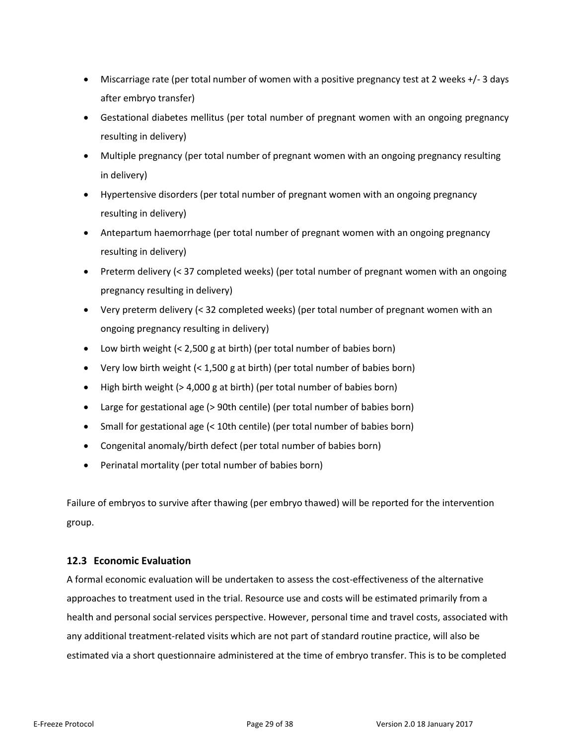- Miscarriage rate (per total number of women with a positive pregnancy test at 2 weeks +/- 3 days after embryo transfer)
- Gestational diabetes mellitus (per total number of pregnant women with an ongoing pregnancy resulting in delivery)
- Multiple pregnancy (per total number of pregnant women with an ongoing pregnancy resulting in delivery)
- Hypertensive disorders (per total number of pregnant women with an ongoing pregnancy resulting in delivery)
- Antepartum haemorrhage (per total number of pregnant women with an ongoing pregnancy resulting in delivery)
- Preterm delivery (< 37 completed weeks) (per total number of pregnant women with an ongoing pregnancy resulting in delivery)
- Very preterm delivery (< 32 completed weeks) (per total number of pregnant women with an ongoing pregnancy resulting in delivery)
- Low birth weight (< 2,500 g at birth) (per total number of babies born)
- Very low birth weight (< 1,500 g at birth) (per total number of babies born)
- High birth weight (> 4,000 g at birth) (per total number of babies born)
- Large for gestational age (> 90th centile) (per total number of babies born)
- Small for gestational age (< 10th centile) (per total number of babies born)
- Congenital anomaly/birth defect (per total number of babies born)
- Perinatal mortality (per total number of babies born)

Failure of embryos to survive after thawing (per embryo thawed) will be reported for the intervention group.

### 12.3 Economic Evaluation

A formal economic evaluation will be undertaken to assess the cost-effectiveness of the alternative approaches to treatment used in the trial. Resource use and costs will be estimated primarily from a health and personal social services perspective. However, personal time and travel costs, associated with any additional treatment-related visits which are not part of standard routine practice, will also be estimated via a short questionnaire administered at the time of embryo transfer. This is to be completed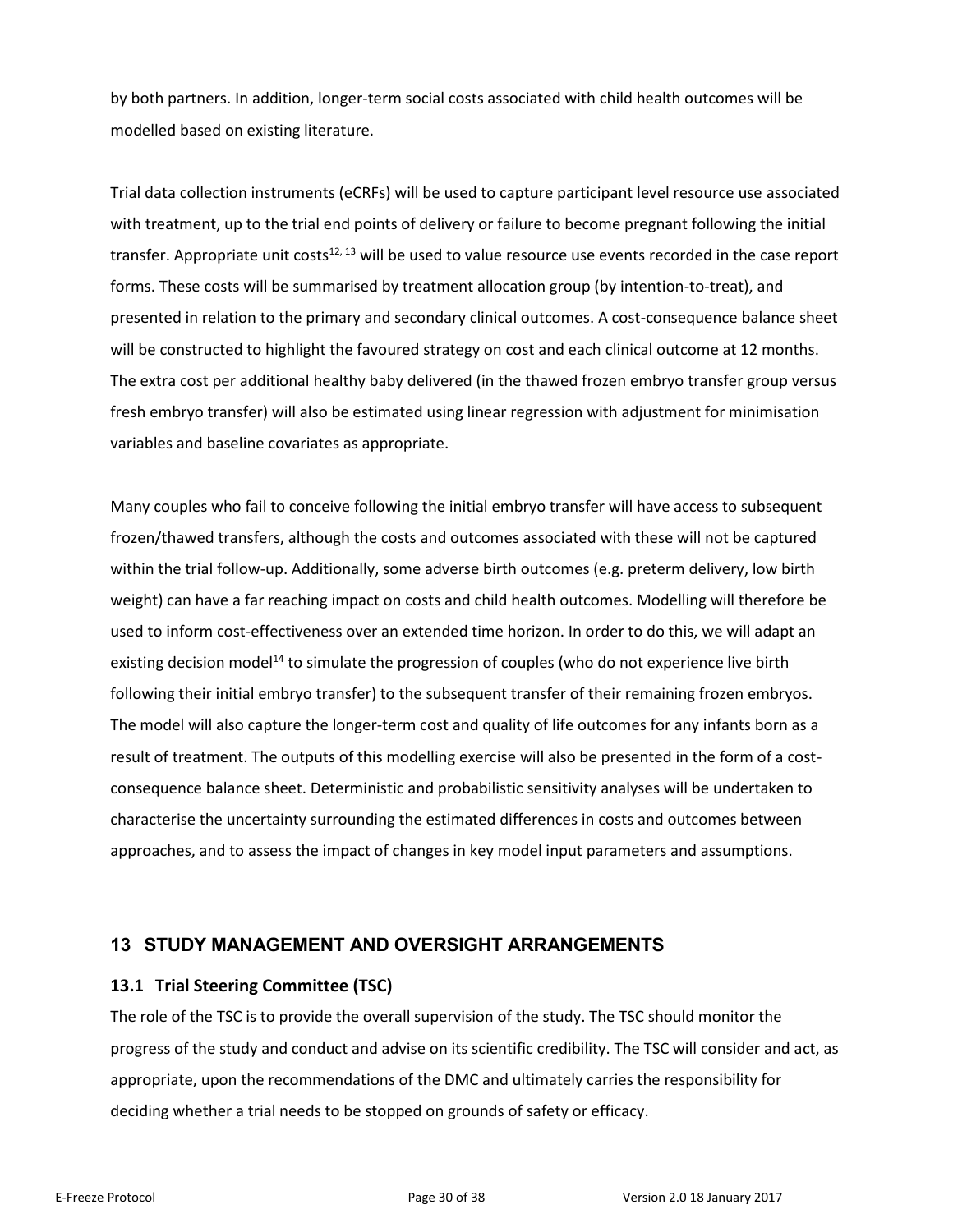by both partners. In addition, longer-term social costs associated with child health outcomes will be modelled based on existing literature.

Trial data collection instruments (eCRFs) will be used to capture participant level resource use associated with treatment, up to the trial end points of delivery or failure to become pregnant following the initial transfer. Appropriate unit costs[12, 13] will be used to value resource use events recorded in the case report forms. These costs will be summarised by treatment allocation group (by intention-to-treat), and presented in relation to the primary and secondary clinical outcomes. A cost-consequence balance sheet will be constructed to highlight the favoured strategy on cost and each clinical outcome at 12 months. The extra cost per additional healthy baby delivered (in the thawed frozen embryo transfer group versus fresh embryo transfer) will also be estimated using linear regression with adjustment for minimisation variables and baseline covariates as appropriate.

Many couples who fail to conceive following the initial embryo transfer will have access to subsequent frozen/thawed transfers, although the costs and outcomes associated with these will not be captured within the trial follow-up. Additionally, some adverse birth outcomes (e.g. preterm delivery, low birth weight) can have a far reaching impact on costs and child health outcomes. Modelling will therefore be used to inform cost-effectiveness over an extended time horizon. In order to do this, we will adapt an existing decision model[14] to simulate the progression of couples (who do not experience live birth following their initial embryo transfer) to the subsequent transfer of their remaining frozen embryos. The model will also capture the longer-term cost and quality of life outcomes for any infants born as a result of treatment. The outputs of this modelling exercise will also be presented in the form of a cost-consequence balance sheet. Deterministic and probabilistic sensitivity analyses will be undertaken to characterise the uncertainty surrounding the estimated differences in costs and outcomes between approaches, and to assess the impact of changes in key model input parameters and assumptions.

# 13 STUDY MANAGEMENT AND OVERSIGHT ARRANGEMENTS

## 13.1 Trial Steering Committee (TSC)

The role of the TSC is to provide the overall supervision of the study. The TSC should monitor the progress of the study and conduct and advise on its scientific credibility. The TSC will consider and act, as appropriate, upon the recommendations of the DMC and ultimately carries the responsibility for deciding whether a trial needs to be stopped on grounds of safety or efficacy.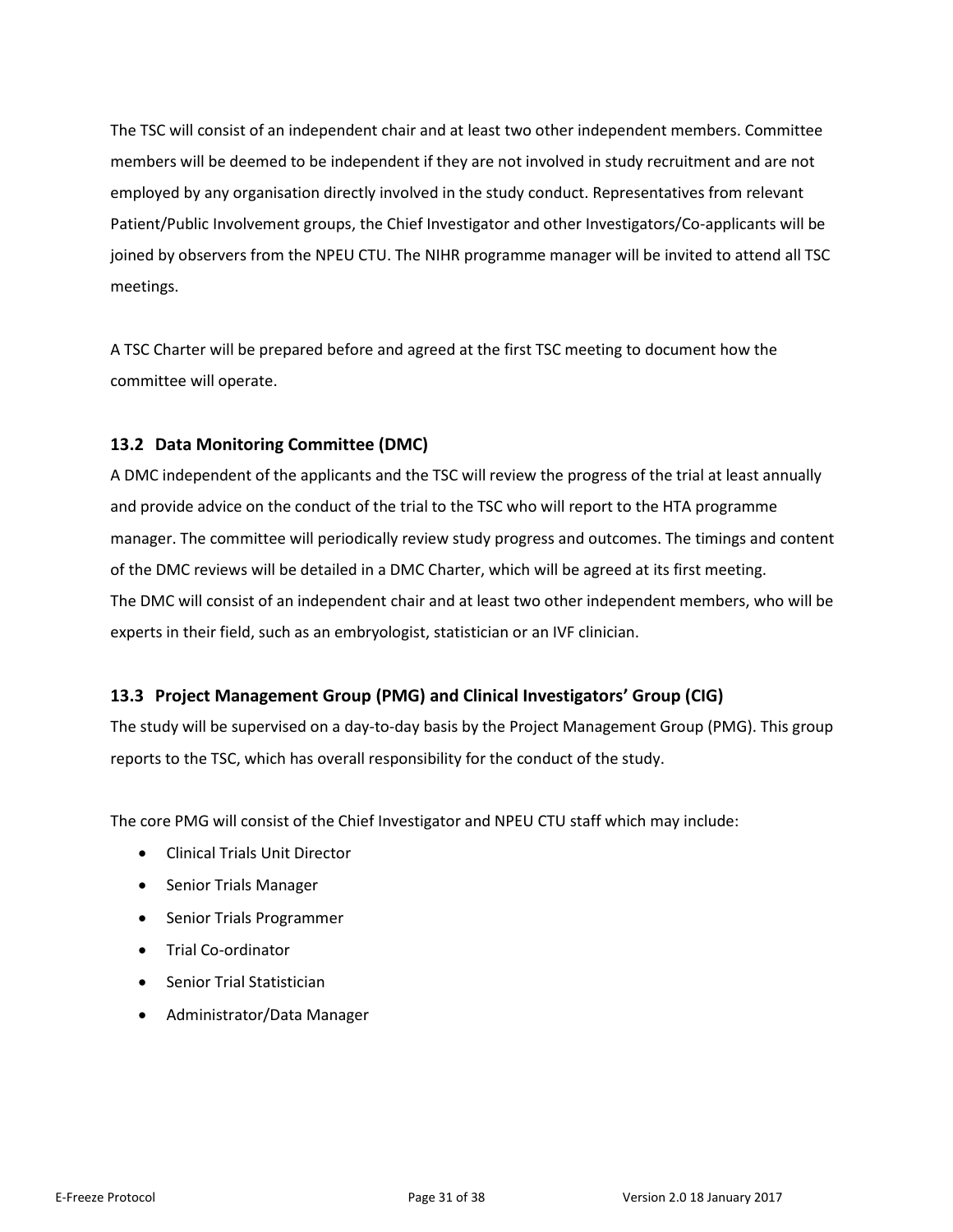The TSC will consist of an independent chair and at least two other independent members. Committee members will be deemed to be independent if they are not involved in study recruitment and are not employed by any organisation directly involved in the study conduct. Representatives from relevant Patient/Public Involvement groups, the Chief Investigator and other Investigators/Co-applicants will be joined by observers from the NPEU CTU. The NIHR programme manager will be invited to attend all TSC meetings.

A TSC Charter will be prepared before and agreed at the first TSC meeting to document how the committee will operate.

### 13.2 Data Monitoring Committee (DMC)

A DMC independent of the applicants and the TSC will review the progress of the trial at least annually and provide advice on the conduct of the trial to the TSC who will report to the HTA programme manager. The committee will periodically review study progress and outcomes. The timings and content of the DMC reviews will be detailed in a DMC Charter, which will be agreed at its first meeting.
The DMC will consist of an independent chair and at least two other independent members, who will be experts in their field, such as an embryologist, statistician or an IVF clinician.

### 13.3 Project Management Group (PMG) and Clinical Investigators' Group (CIG)

The study will be supervised on a day-to-day basis by the Project Management Group (PMG). This group reports to the TSC, which has overall responsibility for the conduct of the study.

The core PMG will consist of the Chief Investigator and NPEU CTU staff which may include:

- Clinical Trials Unit Director
- Senior Trials Manager
- Senior Trials Programmer
- Trial Co-ordinator
- Senior Trial Statistician
- Administrator/Data Manager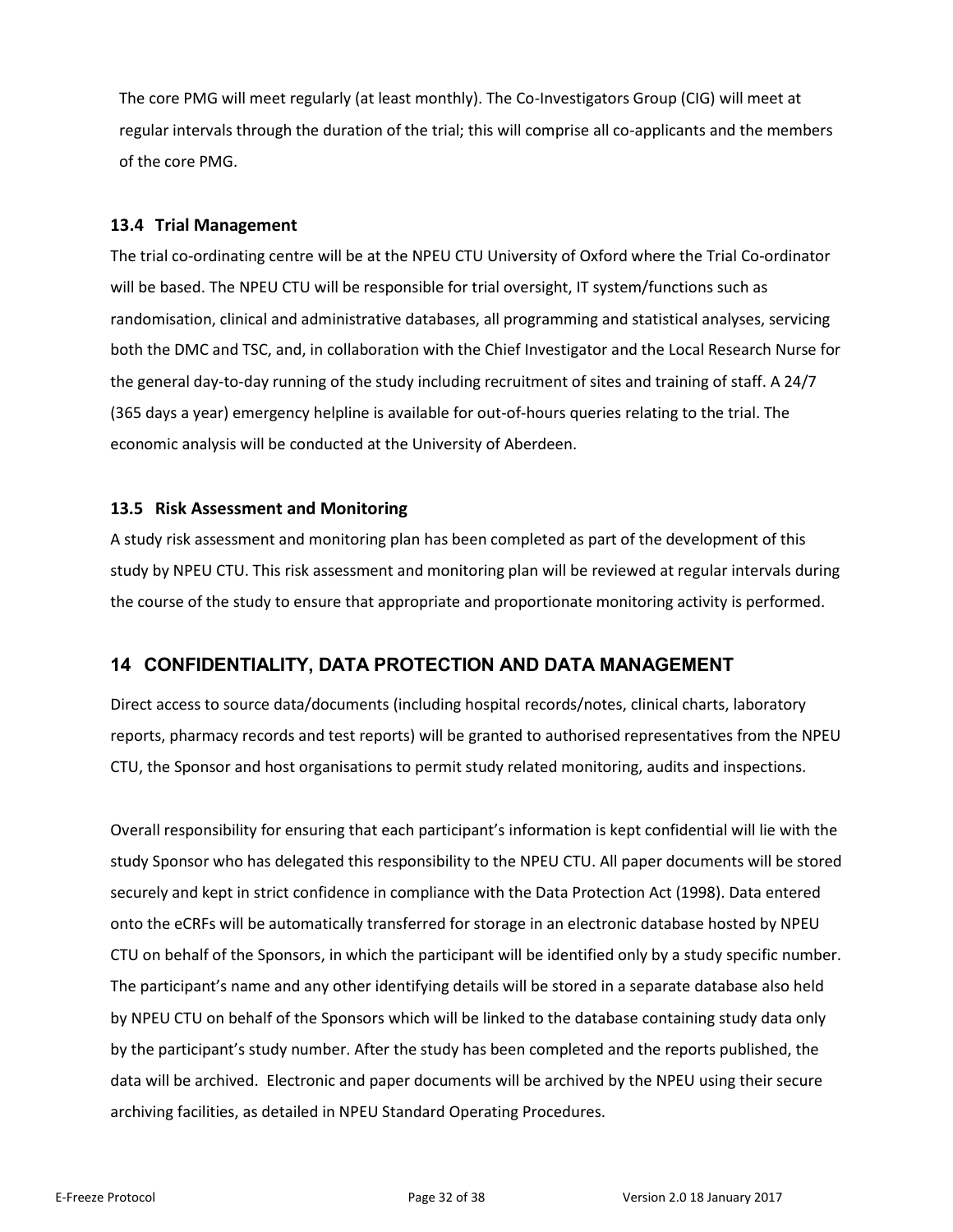The core PMG will meet regularly (at least monthly). The Co-Investigators Group (CIG) will meet at regular intervals through the duration of the trial; this will comprise all co-applicants and the members of the core PMG.

### 13.4 Trial Management

The trial co-ordinating centre will be at the NPEU CTU University of Oxford where the Trial Co-ordinator will be based. The NPEU CTU will be responsible for trial oversight, IT system/functions such as randomisation, clinical and administrative databases, all programming and statistical analyses, servicing both the DMC and TSC, and, in collaboration with the Chief Investigator and the Local Research Nurse for the general day-to-day running of the study including recruitment of sites and training of staff. A 24/7 (365 days a year) emergency helpline is available for out-of-hours queries relating to the trial. The economic analysis will be conducted at the University of Aberdeen.

### 13.5 Risk Assessment and Monitoring

A study risk assessment and monitoring plan has been completed as part of the development of this study by NPEU CTU. This risk assessment and monitoring plan will be reviewed at regular intervals during the course of the study to ensure that appropriate and proportionate monitoring activity is performed.

## 14 CONFIDENTIALITY, DATA PROTECTION AND DATA MANAGEMENT

Direct access to source data/documents (including hospital records/notes, clinical charts, laboratory reports, pharmacy records and test reports) will be granted to authorised representatives from the NPEU CTU, the Sponsor and host organisations to permit study related monitoring, audits and inspections.

Overall responsibility for ensuring that each participant's information is kept confidential will lie with the study Sponsor who has delegated this responsibility to the NPEU CTU. All paper documents will be stored securely and kept in strict confidence in compliance with the Data Protection Act (1998). Data entered onto the eCRFs will be automatically transferred for storage in an electronic database hosted by NPEU CTU on behalf of the Sponsors, in which the participant will be identified only by a study specific number. The participant's name and any other identifying details will be stored in a separate database also held by NPEU CTU on behalf of the Sponsors which will be linked to the database containing study data only by the participant's study number. After the study has been completed and the reports published, the data will be archived. Electronic and paper documents will be archived by the NPEU using their secure archiving facilities, as detailed in NPEU Standard Operating Procedures.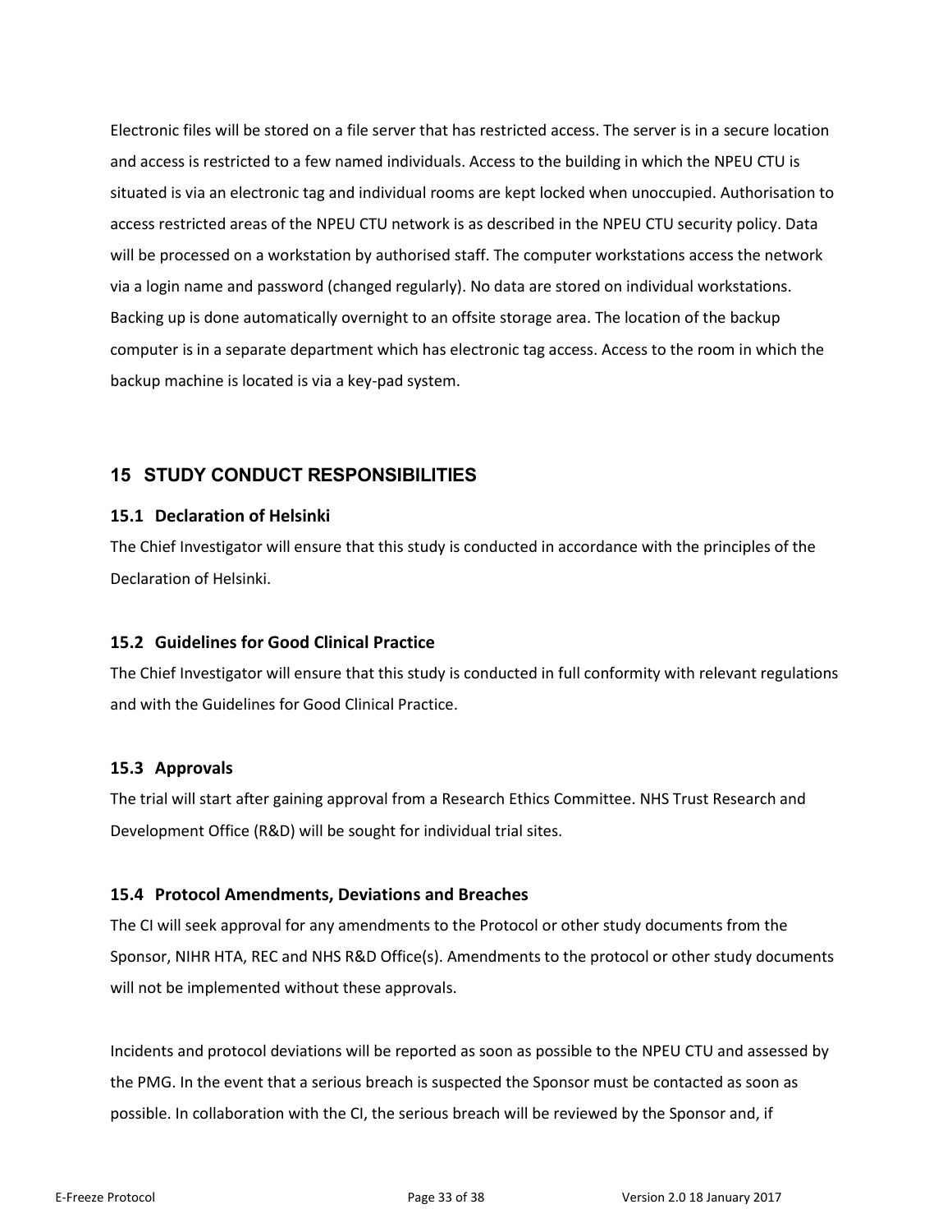Electronic files will be stored on a file server that has restricted access. The server is in a secure location and access is restricted to a few named individuals. Access to the building in which the NPEU CTU is situated is via an electronic tag and individual rooms are kept locked when unoccupied. Authorisation to access restricted areas of the NPEU CTU network is as described in the NPEU CTU security policy. Data will be processed on a workstation by authorised staff. The computer workstations access the network via a login name and password (changed regularly). No data are stored on individual workstations. Backing up is done automatically overnight to an offsite storage area. The location of the backup computer is in a separate department which has electronic tag access. Access to the room in which the backup machine is located is via a key-pad system.

# 15 STUDY CONDUCT RESPONSIBILITIES

## 15.1 Declaration of Helsinki

The Chief Investigator will ensure that this study is conducted in accordance with the principles of the Declaration of Helsinki.

## 15.2 Guidelines for Good Clinical Practice

The Chief Investigator will ensure that this study is conducted in full conformity with relevant regulations and with the Guidelines for Good Clinical Practice.

## 15.3 Approvals

The trial will start after gaining approval from a Research Ethics Committee. NHS Trust Research and Development Office (R&D) will be sought for individual trial sites.

## 15.4 Protocol Amendments, Deviations and Breaches

The CI will seek approval for any amendments to the Protocol or other study documents from the Sponsor, NIHR HTA, REC and NHS R&D Office(s). Amendments to the protocol or other study documents will not be implemented without these approvals.

Incidents and protocol deviations will be reported as soon as possible to the NPEU CTU and assessed by the PMG. In the event that a serious breach is suspected the Sponsor must be contacted as soon as possible. In collaboration with the CI, the serious breach will be reviewed by the Sponsor and, if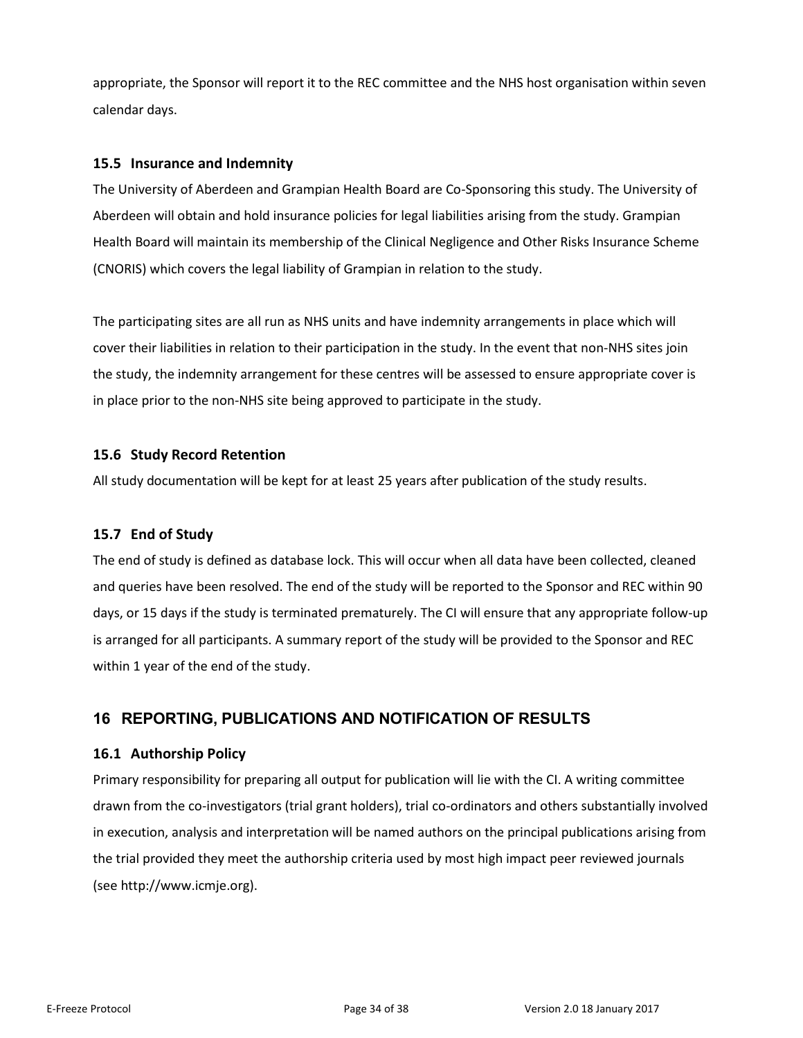appropriate, the Sponsor will report it to the REC committee and the NHS host organisation within seven calendar days.

### 15.5 Insurance and Indemnity

The University of Aberdeen and Grampian Health Board are Co-Sponsoring this study. The University of Aberdeen will obtain and hold insurance policies for legal liabilities arising from the study. Grampian Health Board will maintain its membership of the Clinical Negligence and Other Risks Insurance Scheme (CNORIS) which covers the legal liability of Grampian in relation to the study.

The participating sites are all run as NHS units and have indemnity arrangements in place which will cover their liabilities in relation to their participation in the study. In the event that non-NHS sites join the study, the indemnity arrangement for these centres will be assessed to ensure appropriate cover is in place prior to the non-NHS site being approved to participate in the study.

### 15.6 Study Record Retention

All study documentation will be kept for at least 25 years after publication of the study results.

### 15.7 End of Study

The end of study is defined as database lock. This will occur when all data have been collected, cleaned and queries have been resolved. The end of the study will be reported to the Sponsor and REC within 90 days, or 15 days if the study is terminated prematurely. The CI will ensure that any appropriate follow-up is arranged for all participants. A summary report of the study will be provided to the Sponsor and REC within 1 year of the end of the study.

## 16 REPORTING, PUBLICATIONS AND NOTIFICATION OF RESULTS

### 16.1 Authorship Policy

Primary responsibility for preparing all output for publication will lie with the CI. A writing committee drawn from the co-investigators (trial grant holders), trial co-ordinators and others substantially involved in execution, analysis and interpretation will be named authors on the principal publications arising from the trial provided they meet the authorship criteria used by most high impact peer reviewed journals (see http://www.icmje.org).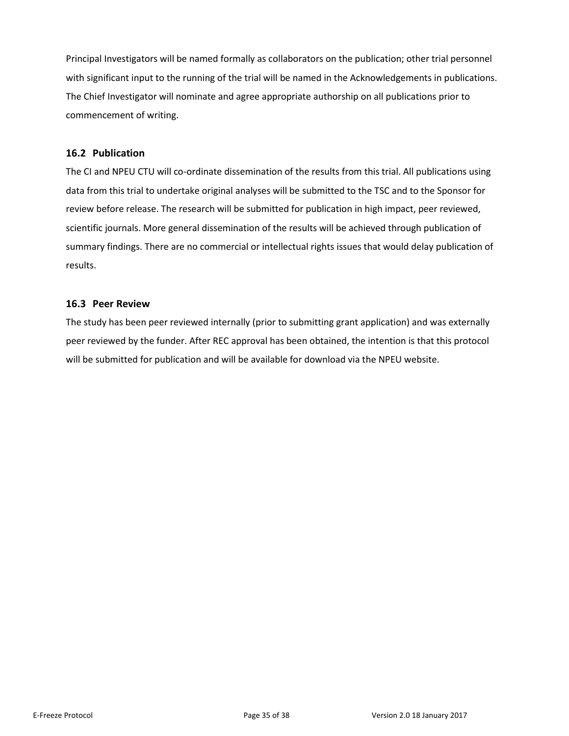Principal Investigators will be named formally as collaborators on the publication; other trial personnel with significant input to the running of the trial will be named in the Acknowledgements in publications. The Chief Investigator will nominate and agree appropriate authorship on all publications prior to commencement of writing.

### 16.2 Publication

The CI and NPEU CTU will co-ordinate dissemination of the results from this trial. All publications using data from this trial to undertake original analyses will be submitted to the TSC and to the Sponsor for review before release. The research will be submitted for publication in high impact, peer reviewed, scientific journals. More general dissemination of the results will be achieved through publication of summary findings. There are no commercial or intellectual rights issues that would delay publication of results.

### 16.3 Peer Review

The study has been peer reviewed internally (prior to submitting grant application) and was externally peer reviewed by the funder. After REC approval has been obtained, the intention is that this protocol will be submitted for publication and will be available for download via the NPEU website.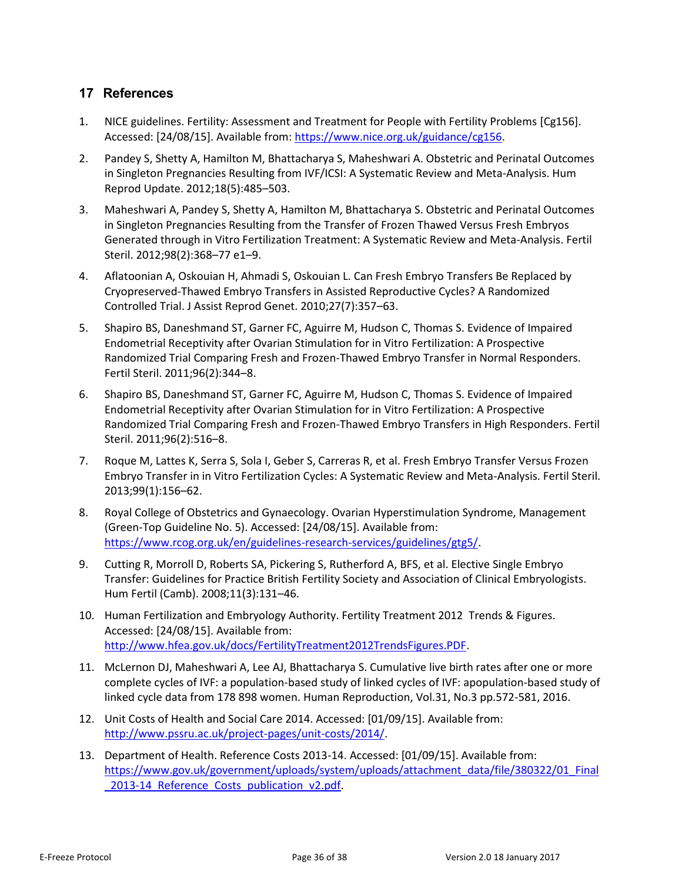## 17 References

1. NICE guidelines. Fertility: Assessment and Treatment for People with Fertility Problems [Cg156]. Accessed: [24/08/15]. Available from: https://www.nice.org.uk/guidance/cg156.

2. Pandey S, Shetty A, Hamilton M, Bhattacharya S, Maheshwari A. Obstetric and Perinatal Outcomes in Singleton Pregnancies Resulting from IVF/ICSI: A Systematic Review and Meta-Analysis. Hum Reprod Update. 2012;18(5):485–503.

3. Maheshwari A, Pandey S, Shetty A, Hamilton M, Bhattacharya S. Obstetric and Perinatal Outcomes in Singleton Pregnancies Resulting from the Transfer of Frozen Thawed Versus Fresh Embryos Generated through in Vitro Fertilization Treatment: A Systematic Review and Meta-Analysis. Fertil Steril. 2012;98(2):368–77 e1–9.

4. Aflatoonian A, Oskouian H, Ahmadi S, Oskouian L. Can Fresh Embryo Transfers Be Replaced by Cryopreserved-Thawed Embryo Transfers in Assisted Reproductive Cycles? A Randomized Controlled Trial. J Assist Reprod Genet. 2010;27(7):357–63.

5. Shapiro BS, Daneshmand ST, Garner FC, Aguirre M, Hudson C, Thomas S. Evidence of Impaired Endometrial Receptivity after Ovarian Stimulation for in Vitro Fertilization: A Prospective Randomized Trial Comparing Fresh and Frozen-Thawed Embryo Transfer in Normal Responders. Fertil Steril. 2011;96(2):344–8.

6. Shapiro BS, Daneshmand ST, Garner FC, Aguirre M, Hudson C, Thomas S. Evidence of Impaired Endometrial Receptivity after Ovarian Stimulation for in Vitro Fertilization: A Prospective Randomized Trial Comparing Fresh and Frozen-Thawed Embryo Transfers in High Responders. Fertil Steril. 2011;96(2):516–8.

7. Roque M, Lattes K, Serra S, Sola I, Geber S, Carreras R, et al. Fresh Embryo Transfer Versus Frozen Embryo Transfer in in Vitro Fertilization Cycles: A Systematic Review and Meta-Analysis. Fertil Steril. 2013;99(1):156–62.

8. Royal College of Obstetrics and Gynaecology. Ovarian Hyperstimulation Syndrome, Management (Green-Top Guideline No. 5). Accessed: [24/08/15]. Available from: https://www.rcog.org.uk/en/guidelines-research-services/guidelines/gtg5/.

9. Cutting R, Morroll D, Roberts SA, Pickering S, Rutherford A, BFS, et al. Elective Single Embryo Transfer: Guidelines for Practice British Fertility Society and Association of Clinical Embryologists. Hum Fertil (Camb). 2008;11(3):131–46.

10. Human Fertilization and Embryology Authority. Fertility Treatment 2012 Trends & Figures. Accessed: [24/08/15]. Available from: http://www.hfea.gov.uk/docs/FertilityTreatment2012TrendsFigures.PDF.

11. McLernon DJ, Maheshwari A, Lee AJ, Bhattacharya S. Cumulative live birth rates after one or more complete cycles of IVF: a population-based study of linked cycles of IVF: apopulation-based study of linked cycle data from 178 898 women. Human Reproduction, Vol.31, No.3 pp.572-581, 2016.

12. Unit Costs of Health and Social Care 2014. Accessed: [01/09/15]. Available from: http://www.pssru.ac.uk/project-pages/unit-costs/2014/.

13. Department of Health. Reference Costs 2013-14. Accessed: [01/09/15]. Available from: https://www.gov.uk/government/uploads/system/uploads/attachment_data/file/380322/01_Final_2013-14_Reference_Costs_publication_v2.pdf.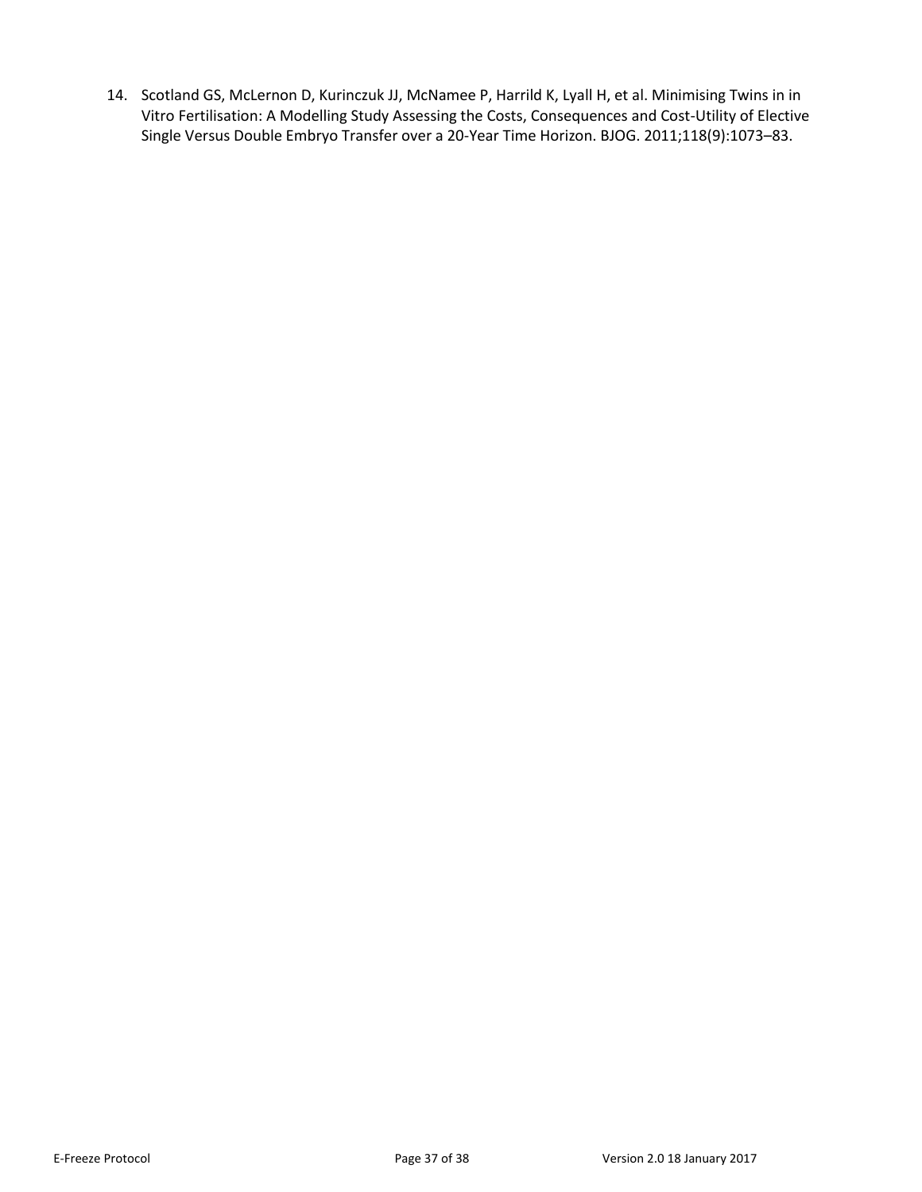14. Scotland GS, McLernon D, Kurinczuk JJ, McNamee P, Harrild K, Lyall H, et al. Minimising Twins in in Vitro Fertilisation: A Modelling Study Assessing the Costs, Consequences and Cost-Utility of Elective Single Versus Double Embryo Transfer over a 20-Year Time Horizon. BJOG. 2011;118(9):1073–83.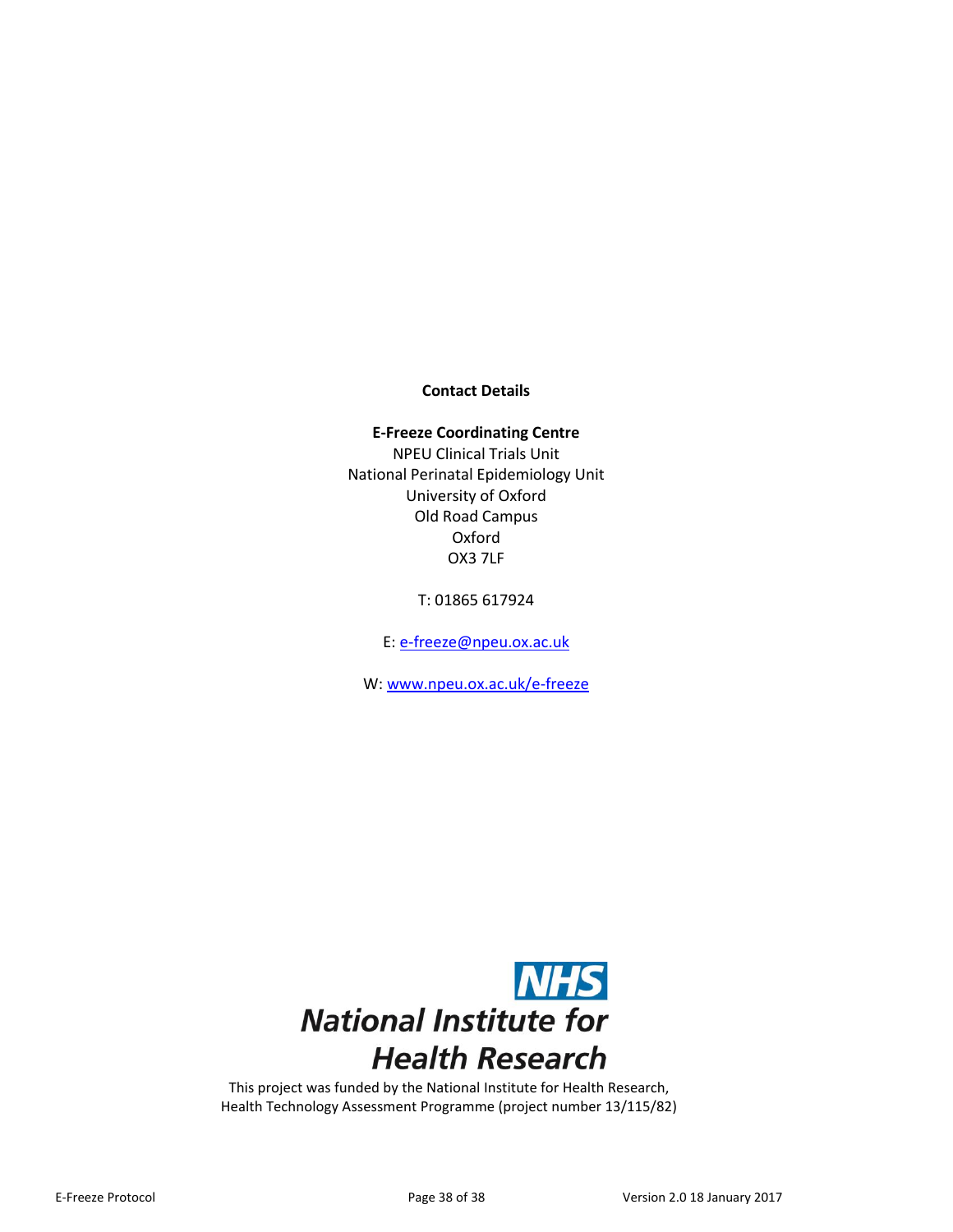**Contact Details**

**E-Freeze Coordinating Centre**
NPEU Clinical Trials Unit
National Perinatal Epidemiology Unit
University of Oxford
Old Road Campus
Oxford
OX3 7LF

T: 01865 617924

E: e-freeze@npeu.ox.ac.uk

W: www.npeu.ox.ac.uk/e-freeze

NHS
National Institute for Health Research

This project was funded by the National Institute for Health Research, Health Technology Assessment Programme (project number 13/115/82)